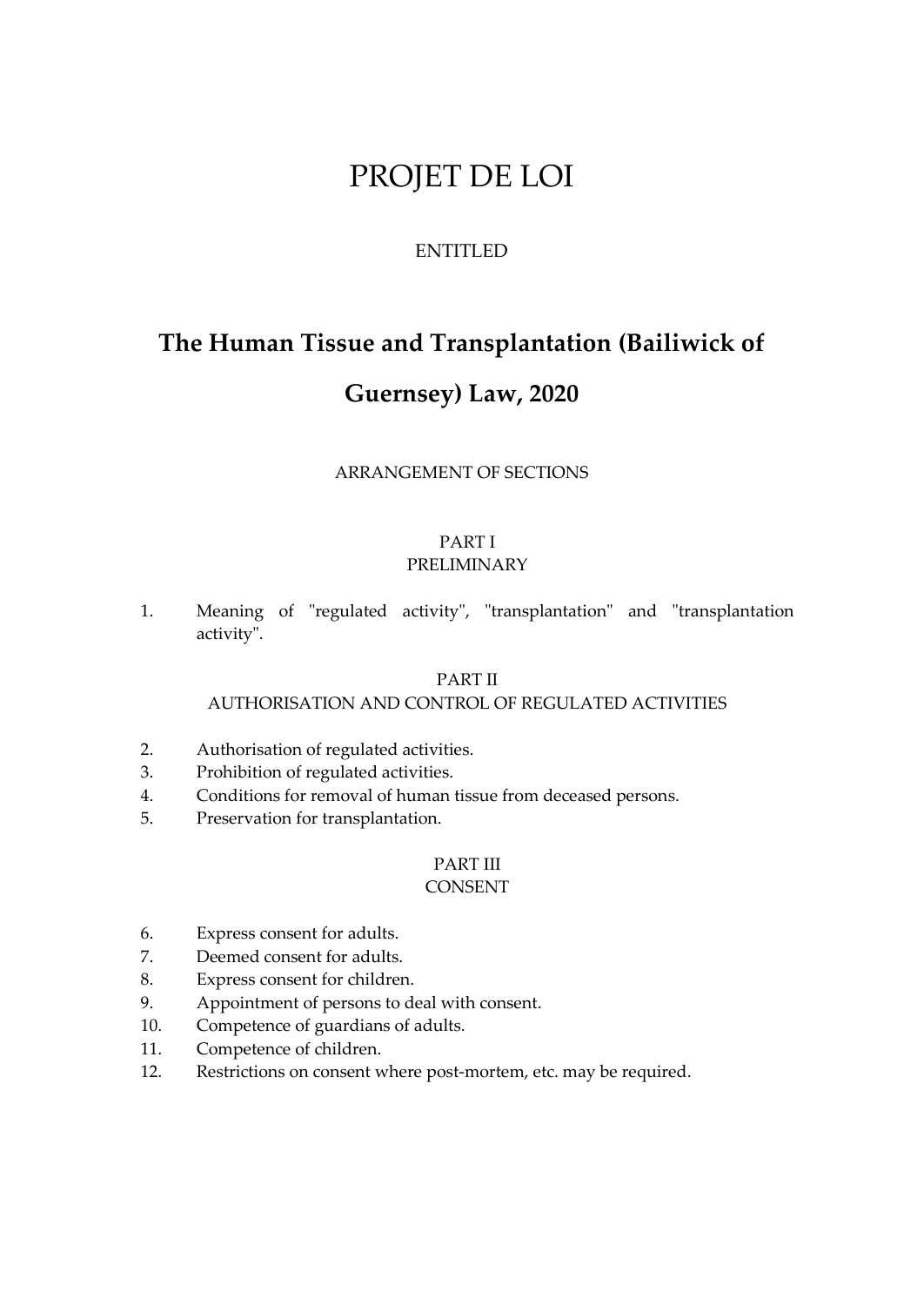# PROJET DE LOI

ENTITLED

## The Human Tissue and Transplantation (Bailiwick of Guernsey) Law, 2020

ARRANGEMENT OF SECTIONS

### PART I
### PRELIMINARY

1. Meaning of "regulated activity", "transplantation" and "transplantation activity".

### PART II
### AUTHORISATION AND CONTROL OF REGULATED ACTIVITIES

2. Authorisation of regulated activities.
3. Prohibition of regulated activities.
4. Conditions for removal of human tissue from deceased persons.
5. Preservation for transplantation.

### PART III
### CONSENT

6. Express consent for adults.
7. Deemed consent for adults.
8. Express consent for children.
9. Appointment of persons to deal with consent.
10. Competence of guardians of adults.
11. Competence of children.
12. Restrictions on consent where post-mortem, etc. may be required.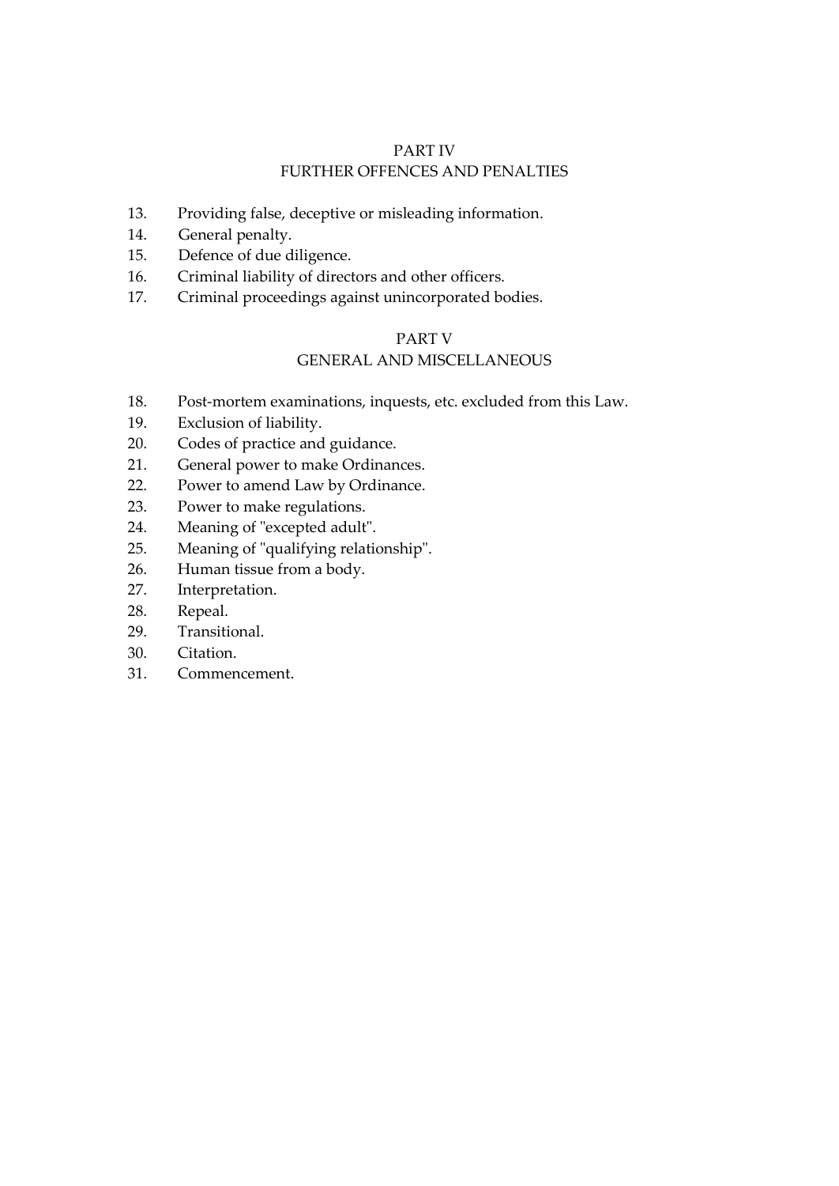## PART IV
## FURTHER OFFENCES AND PENALTIES

13. Providing false, deceptive or misleading information.
14. General penalty.
15. Defence of due diligence.
16. Criminal liability of directors and other officers.
17. Criminal proceedings against unincorporated bodies.

## PART V
## GENERAL AND MISCELLANEOUS

18. Post-mortem examinations, inquests, etc. excluded from this Law.
19. Exclusion of liability.
20. Codes of practice and guidance.
21. General power to make Ordinances.
22. Power to amend Law by Ordinance.
23. Power to make regulations.
24. Meaning of "excepted adult".
25. Meaning of "qualifying relationship".
26. Human tissue from a body.
27. Interpretation.
28. Repeal.
29. Transitional.
30. Citation.
31. Commencement.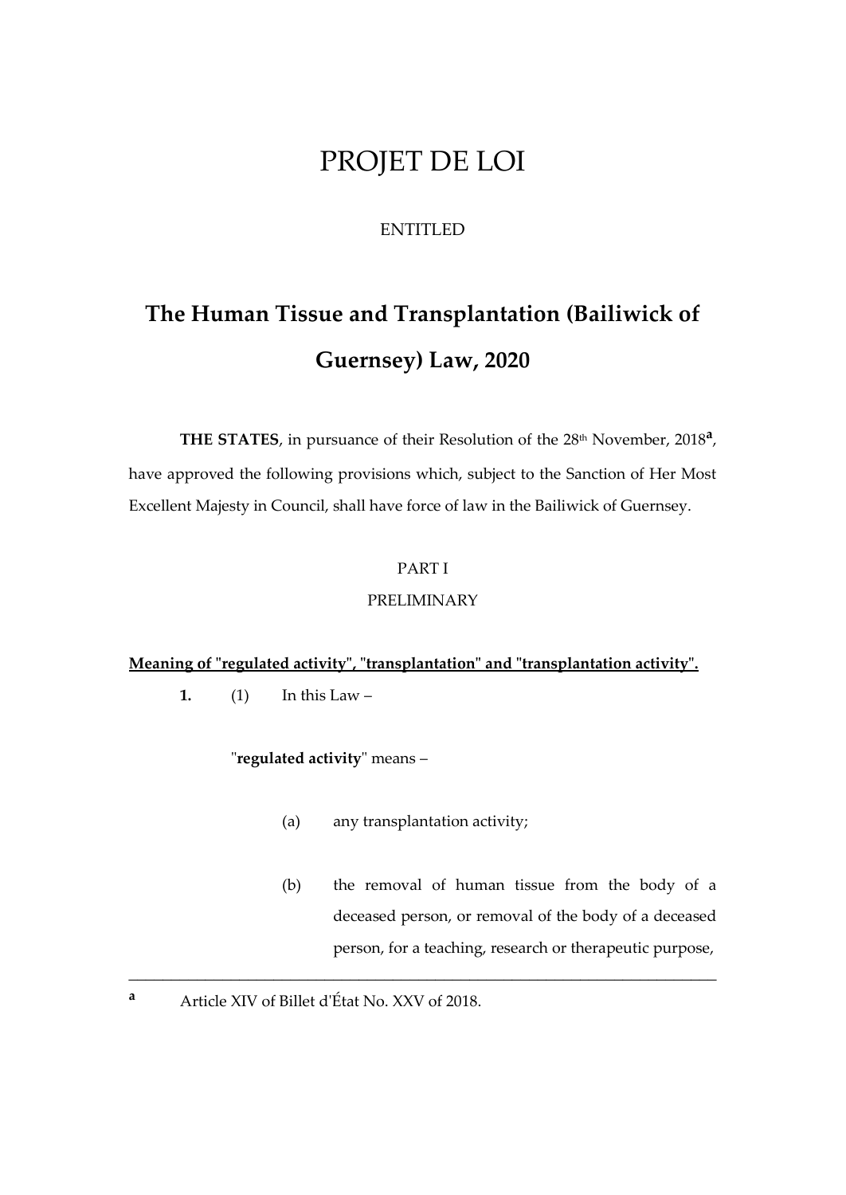# PROJET DE LOI

ENTITLED

## The Human Tissue and Transplantation (Bailiwick of Guernsey) Law, 2020

**THE STATES**, in pursuance of their Resolution of the 28th November, 2018[a], have approved the following provisions which, subject to the Sanction of Her Most Excellent Majesty in Council, shall have force of law in the Bailiwick of Guernsey.

PART I

PRELIMINARY

**Meaning of "regulated activity", "transplantation" and "transplantation activity".**

**1.** (1) In this Law –

"**regulated activity**" means –

(a) any transplantation activity;

(b) the removal of human tissue from the body of a deceased person, or removal of the body of a deceased person, for a teaching, research or therapeutic purpose,

---

[a] Article XIV of Billet d'État No. XXV of 2018.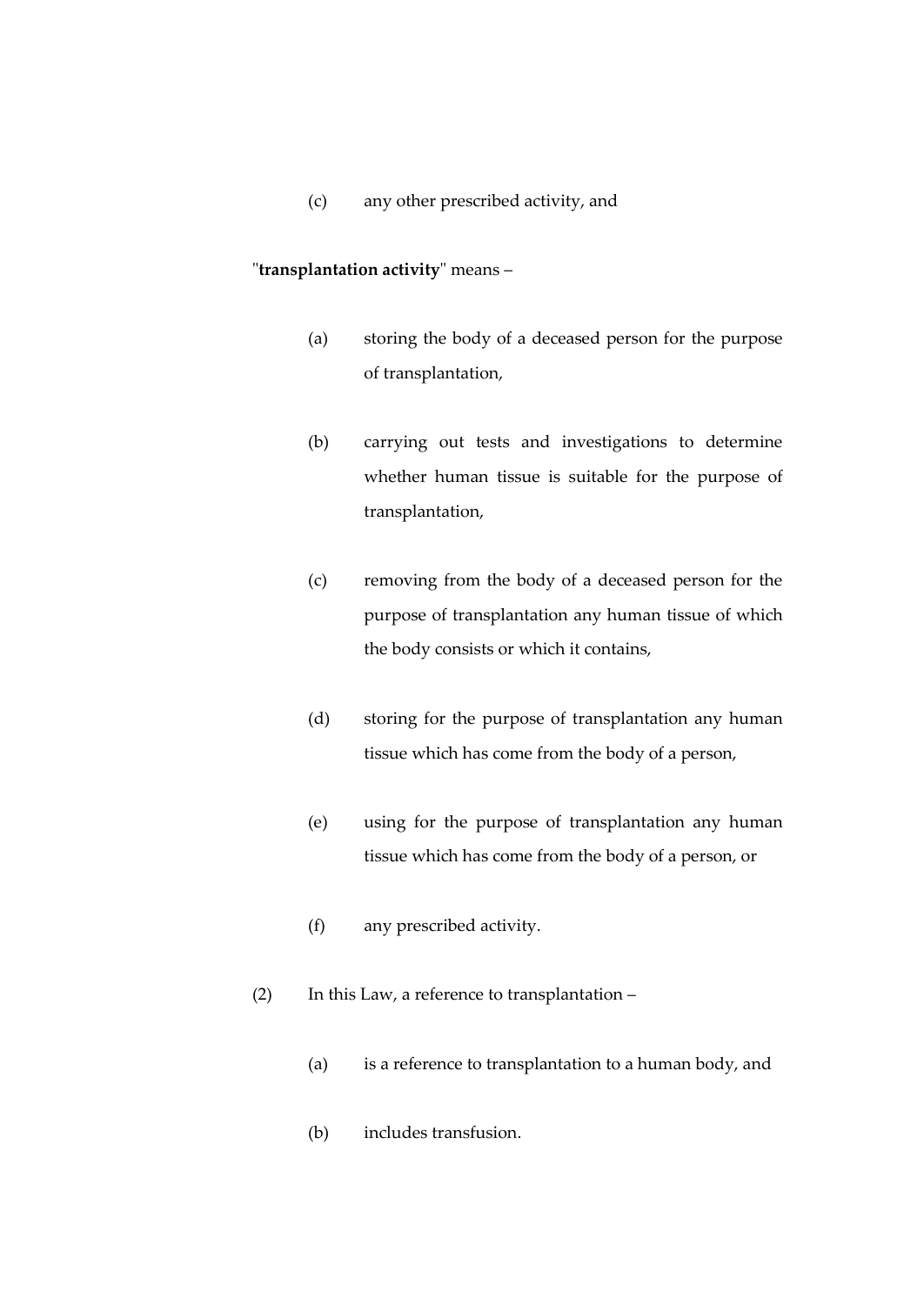(c) any other prescribed activity, and

"**transplantation activity**" means –

(a) storing the body of a deceased person for the purpose of transplantation,

(b) carrying out tests and investigations to determine whether human tissue is suitable for the purpose of transplantation,

(c) removing from the body of a deceased person for the purpose of transplantation any human tissue of which the body consists or which it contains,

(d) storing for the purpose of transplantation any human tissue which has come from the body of a person,

(e) using for the purpose of transplantation any human tissue which has come from the body of a person, or

(f) any prescribed activity.

(2) In this Law, a reference to transplantation –

(a) is a reference to transplantation to a human body, and

(b) includes transfusion.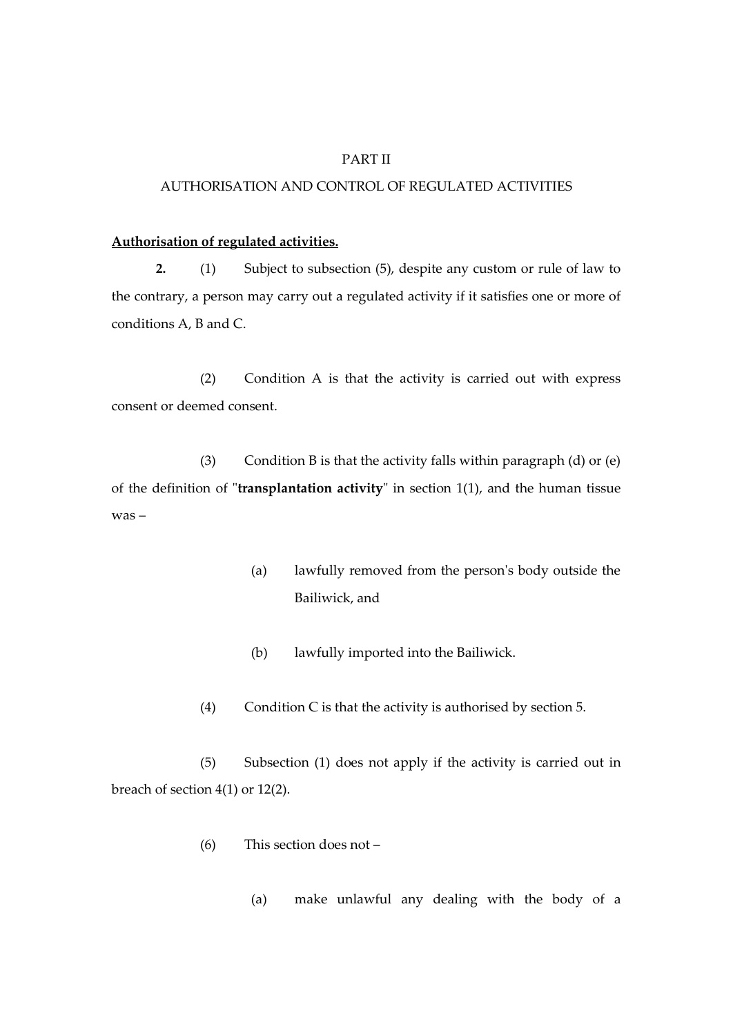PART II

AUTHORISATION AND CONTROL OF REGULATED ACTIVITIES

**Authorisation of regulated activities.**

**2.** (1) Subject to subsection (5), despite any custom or rule of law to the contrary, a person may carry out a regulated activity if it satisfies one or more of conditions A, B and C.

(2) Condition A is that the activity is carried out with express consent or deemed consent.

(3) Condition B is that the activity falls within paragraph (d) or (e) of the definition of "**transplantation activity**" in section 1(1), and the human tissue was –

(a) lawfully removed from the person's body outside the Bailiwick, and

(b) lawfully imported into the Bailiwick.

(4) Condition C is that the activity is authorised by section 5.

(5) Subsection (1) does not apply if the activity is carried out in breach of section 4(1) or 12(2).

(6) This section does not –

(a) make unlawful any dealing with the body of a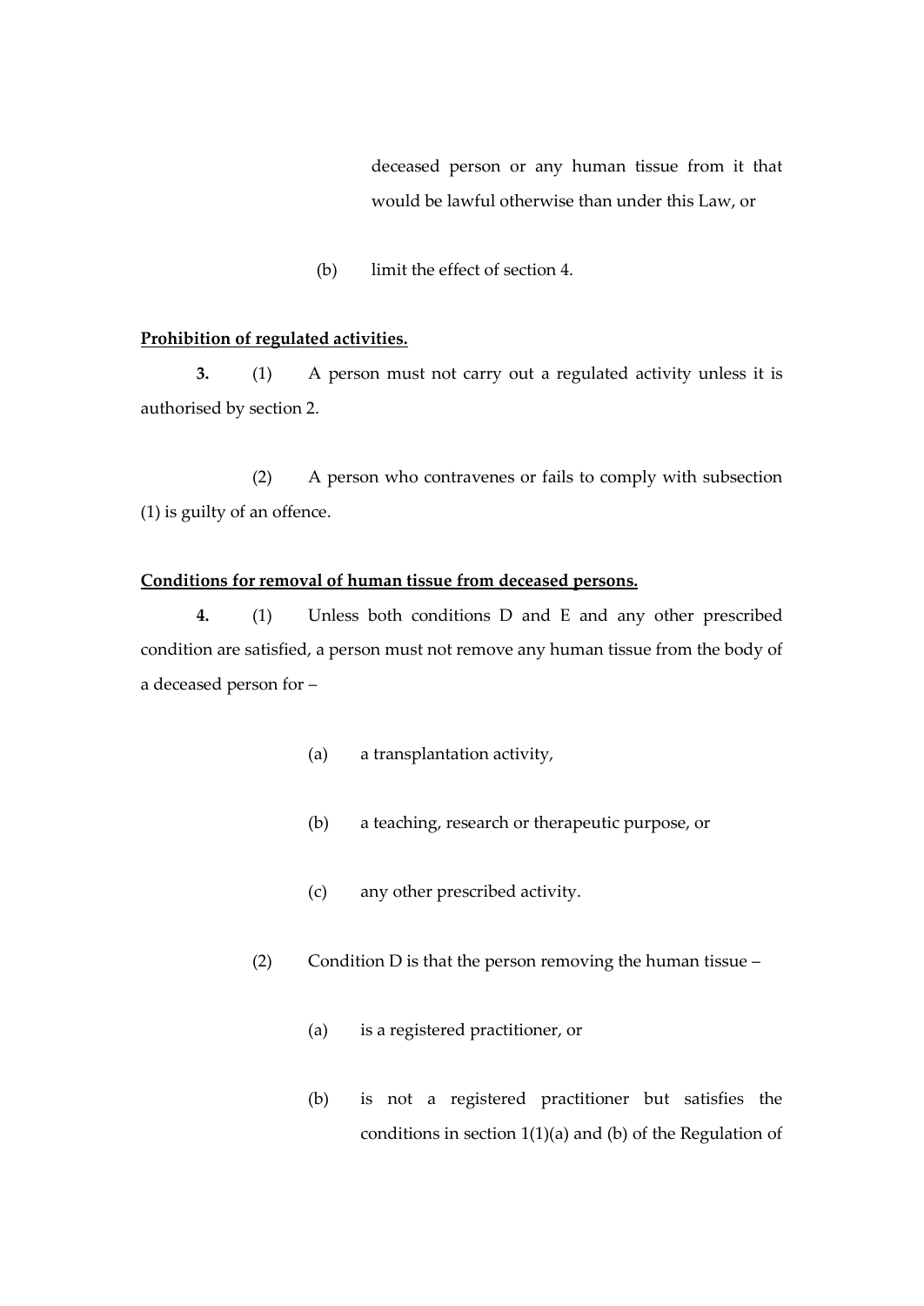deceased person or any human tissue from it that would be lawful otherwise than under this Law, or

(b) limit the effect of section 4.

**Prohibition of regulated activities.**

**3.** (1) A person must not carry out a regulated activity unless it is authorised by section 2.

(2) A person who contravenes or fails to comply with subsection (1) is guilty of an offence.

**Conditions for removal of human tissue from deceased persons.**

**4.** (1) Unless both conditions D and E and any other prescribed condition are satisfied, a person must not remove any human tissue from the body of a deceased person for –

(a) a transplantation activity,

(b) a teaching, research or therapeutic purpose, or

(c) any other prescribed activity.

(2) Condition D is that the person removing the human tissue –

(a) is a registered practitioner, or

(b) is not a registered practitioner but satisfies the conditions in section 1(1)(a) and (b) of the Regulation of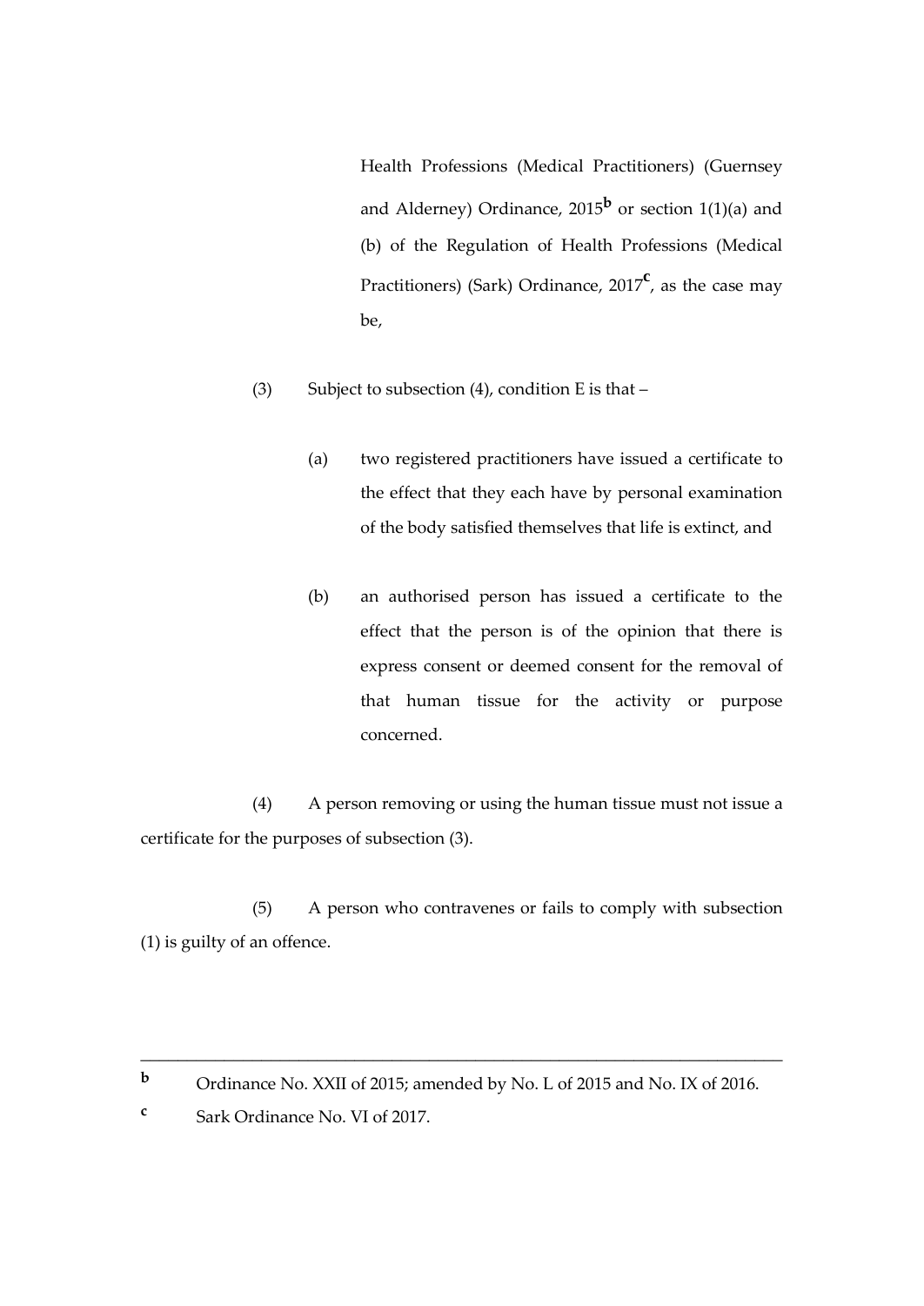Health Professions (Medical Practitioners) (Guernsey and Alderney) Ordinance, 2015[b] or section 1(1)(a) and (b) of the Regulation of Health Professions (Medical Practitioners) (Sark) Ordinance, 2017[c], as the case may be,

(3) Subject to subsection (4), condition E is that –

(a) two registered practitioners have issued a certificate to the effect that they each have by personal examination of the body satisfied themselves that life is extinct, and

(b) an authorised person has issued a certificate to the effect that the person is of the opinion that there is express consent or deemed consent for the removal of that human tissue for the activity or purpose concerned.

(4) A person removing or using the human tissue must not issue a certificate for the purposes of subsection (3).

(5) A person who contravenes or fails to comply with subsection (1) is guilty of an offence.

---

[b] Ordinance No. XXII of 2015; amended by No. L of 2015 and No. IX of 2016.

[c] Sark Ordinance No. VI of 2017.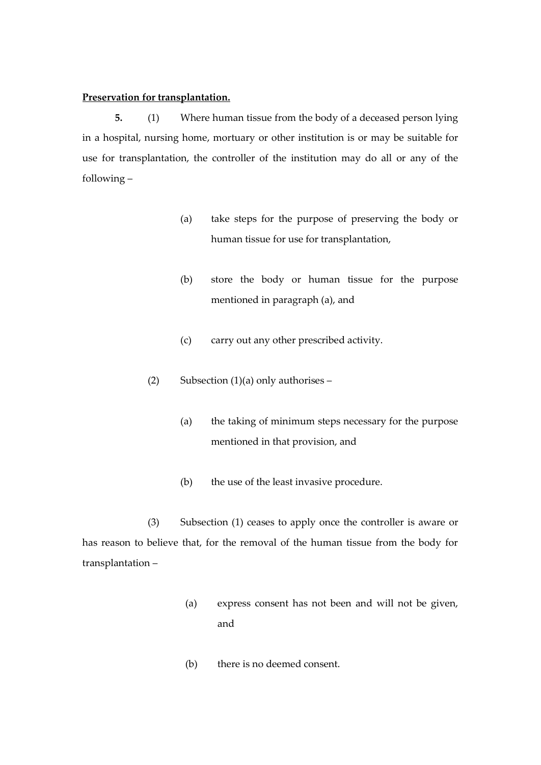**Preservation for transplantation.**

**5.** (1) Where human tissue from the body of a deceased person lying in a hospital, nursing home, mortuary or other institution is or may be suitable for use for transplantation, the controller of the institution may do all or any of the following –

(a) take steps for the purpose of preserving the body or human tissue for use for transplantation,

(b) store the body or human tissue for the purpose mentioned in paragraph (a), and

(c) carry out any other prescribed activity.

(2) Subsection (1)(a) only authorises –

(a) the taking of minimum steps necessary for the purpose mentioned in that provision, and

(b) the use of the least invasive procedure.

(3) Subsection (1) ceases to apply once the controller is aware or has reason to believe that, for the removal of the human tissue from the body for transplantation –

(a) express consent has not been and will not be given, and

(b) there is no deemed consent.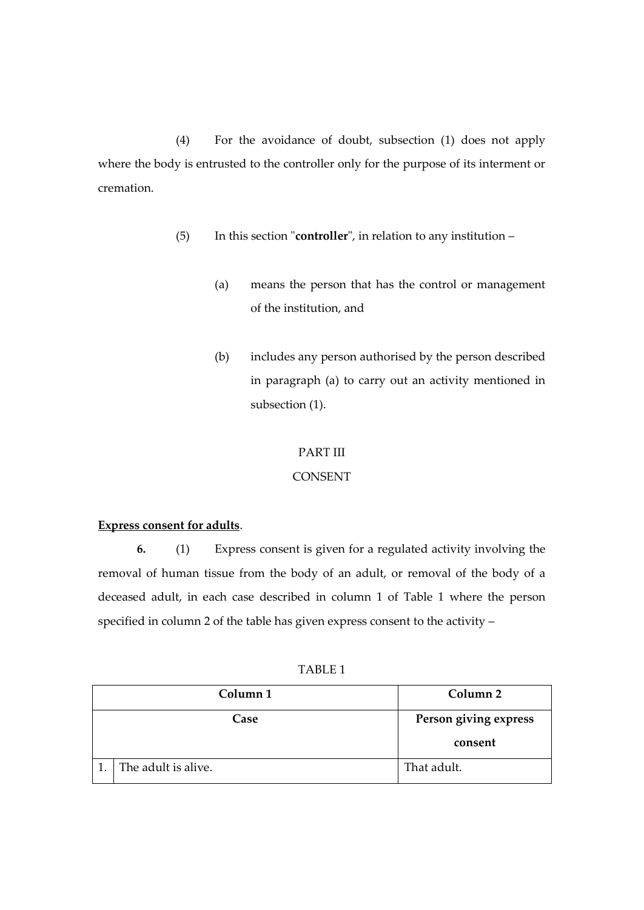(4) For the avoidance of doubt, subsection (1) does not apply where the body is entrusted to the controller only for the purpose of its interment or cremation.

(5) In this section "**controller**", in relation to any institution –

(a) means the person that has the control or management of the institution, and

(b) includes any person authorised by the person described in paragraph (a) to carry out an activity mentioned in subsection (1).

PART III

CONSENT

**Express consent for adults**.

**6.** (1) Express consent is given for a regulated activity involving the removal of human tissue from the body of an adult, or removal of the body of a deceased adult, in each case described in column 1 of Table 1 where the person specified in column 2 of the table has given express consent to the activity –

TABLE 1

| | Column 1<br>Case | Column 2<br>Person giving express consent |
|---|---|---|
| 1. | The adult is alive. | That adult. |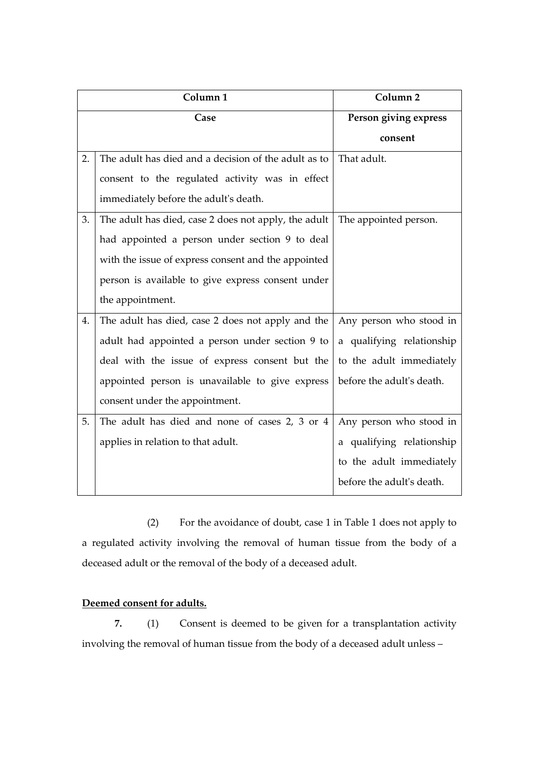| | Column 1 | Column 2 |
|---|---|---|
| | **Case** | **Person giving express consent** |
| 2. | The adult has died and a decision of the adult as to consent to the regulated activity was in effect immediately before the adult's death. | That adult. |
| 3. | The adult has died, case 2 does not apply, the adult had appointed a person under section 9 to deal with the issue of express consent and the appointed person is available to give express consent under the appointment. | The appointed person. |
| 4. | The adult has died, case 2 does not apply and the adult had appointed a person under section 9 to deal with the issue of express consent but the appointed person is unavailable to give express consent under the appointment. | Any person who stood in a qualifying relationship to the adult immediately before the adult's death. |
| 5. | The adult has died and none of cases 2, 3 or 4 applies in relation to that adult. | Any person who stood in a qualifying relationship to the adult immediately before the adult's death. |

(2) For the avoidance of doubt, case 1 in Table 1 does not apply to a regulated activity involving the removal of human tissue from the body of a deceased adult or the removal of the body of a deceased adult.

**Deemed consent for adults.**

**7.** (1) Consent is deemed to be given for a transplantation activity involving the removal of human tissue from the body of a deceased adult unless –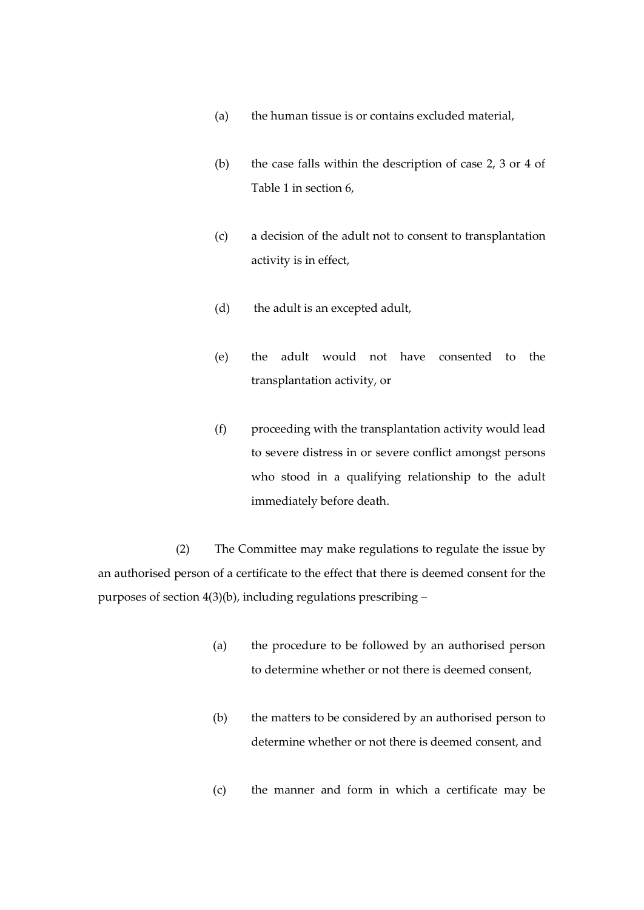(a) the human tissue is or contains excluded material,

(b) the case falls within the description of case 2, 3 or 4 of Table 1 in section 6,

(c) a decision of the adult not to consent to transplantation activity is in effect,

(d) the adult is an excepted adult,

(e) the adult would not have consented to the transplantation activity, or

(f) proceeding with the transplantation activity would lead to severe distress in or severe conflict amongst persons who stood in a qualifying relationship to the adult immediately before death.

(2) The Committee may make regulations to regulate the issue by an authorised person of a certificate to the effect that there is deemed consent for the purposes of section 4(3)(b), including regulations prescribing –

(a) the procedure to be followed by an authorised person to determine whether or not there is deemed consent,

(b) the matters to be considered by an authorised person to determine whether or not there is deemed consent, and

(c) the manner and form in which a certificate may be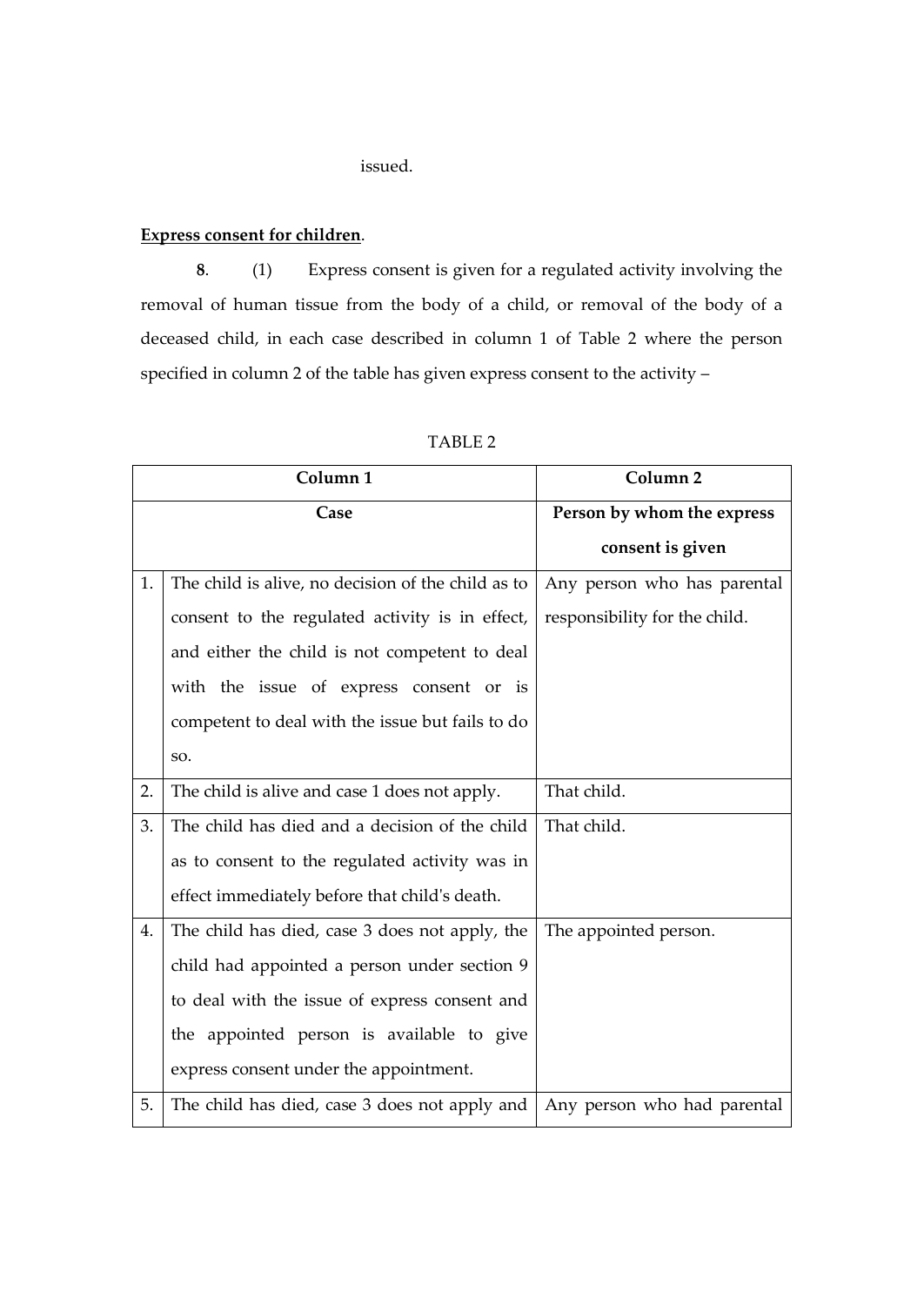issued.

**Express consent for children**.

**8**. (1) Express consent is given for a regulated activity involving the removal of human tissue from the body of a child, or removal of the body of a deceased child, in each case described in column 1 of Table 2 where the person specified in column 2 of the table has given express consent to the activity –

TABLE 2

| | Column 1 | Column 2 |
|---|---|---|
| | **Case** | **Person by whom the express consent is given** |
| 1. | The child is alive, no decision of the child as to consent to the regulated activity is in effect, and either the child is not competent to deal with the issue of express consent or is competent to deal with the issue but fails to do so. | Any person who has parental responsibility for the child. |
| 2. | The child is alive and case 1 does not apply. | That child. |
| 3. | The child has died and a decision of the child as to consent to the regulated activity was in effect immediately before that child's death. | That child. |
| 4. | The child has died, case 3 does not apply, the child had appointed a person under section 9 to deal with the issue of express consent and the appointed person is available to give express consent under the appointment. | The appointed person. |
| 5. | The child has died, case 3 does not apply and | Any person who had parental |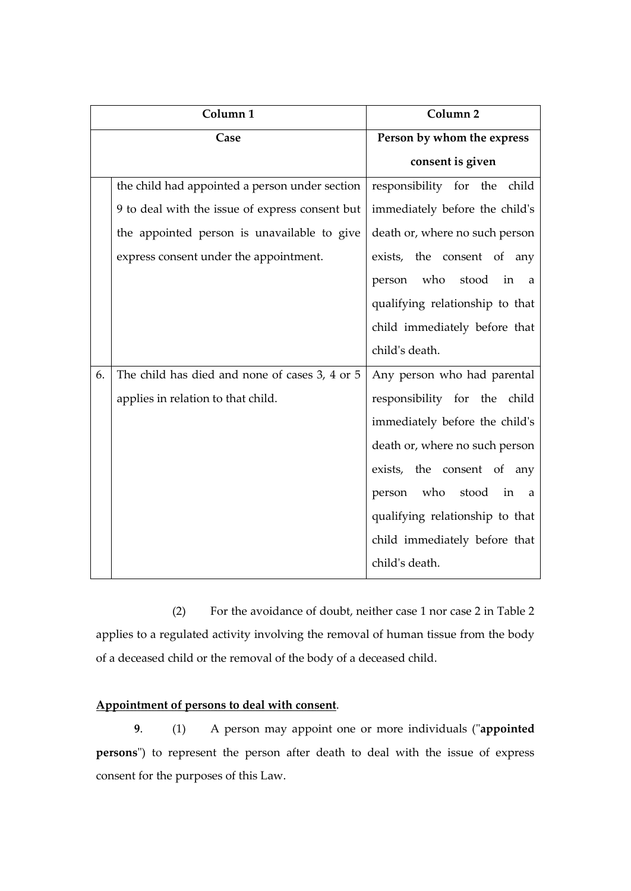| | Column 1 | Column 2 |
|---|---|---|
| | **Case** | **Person by whom the express consent is given** |
| | the child had appointed a person under section 9 to deal with the issue of express consent but the appointed person is unavailable to give express consent under the appointment. | responsibility for the child immediately before the child's death or, where no such person exists, the consent of any person who stood in a qualifying relationship to that child immediately before that child's death. |
| 6. | The child has died and none of cases 3, 4 or 5 applies in relation to that child. | Any person who had parental responsibility for the child immediately before the child's death or, where no such person exists, the consent of any person who stood in a qualifying relationship to that child immediately before that child's death. |

(2) For the avoidance of doubt, neither case 1 nor case 2 in Table 2 applies to a regulated activity involving the removal of human tissue from the body of a deceased child or the removal of the body of a deceased child.

**Appointment of persons to deal with consent**.

**9**. (1) A person may appoint one or more individuals ("**appointed persons**") to represent the person after death to deal with the issue of express consent for the purposes of this Law.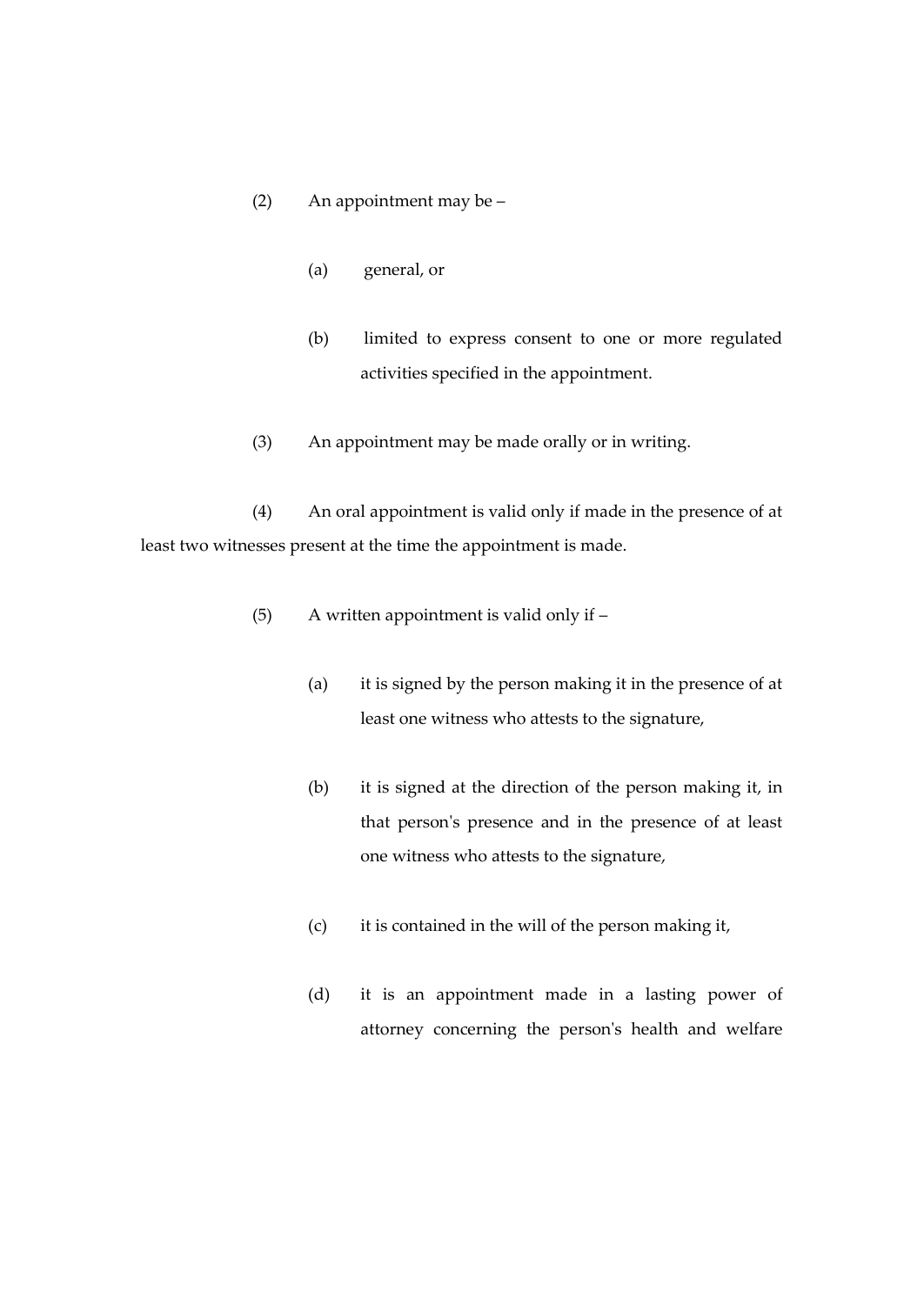(2) An appointment may be –

(a) general, or

(b) limited to express consent to one or more regulated activities specified in the appointment.

(3) An appointment may be made orally or in writing.

(4) An oral appointment is valid only if made in the presence of at least two witnesses present at the time the appointment is made.

(5) A written appointment is valid only if –

(a) it is signed by the person making it in the presence of at least one witness who attests to the signature,

(b) it is signed at the direction of the person making it, in that person's presence and in the presence of at least one witness who attests to the signature,

(c) it is contained in the will of the person making it,

(d) it is an appointment made in a lasting power of attorney concerning the person's health and welfare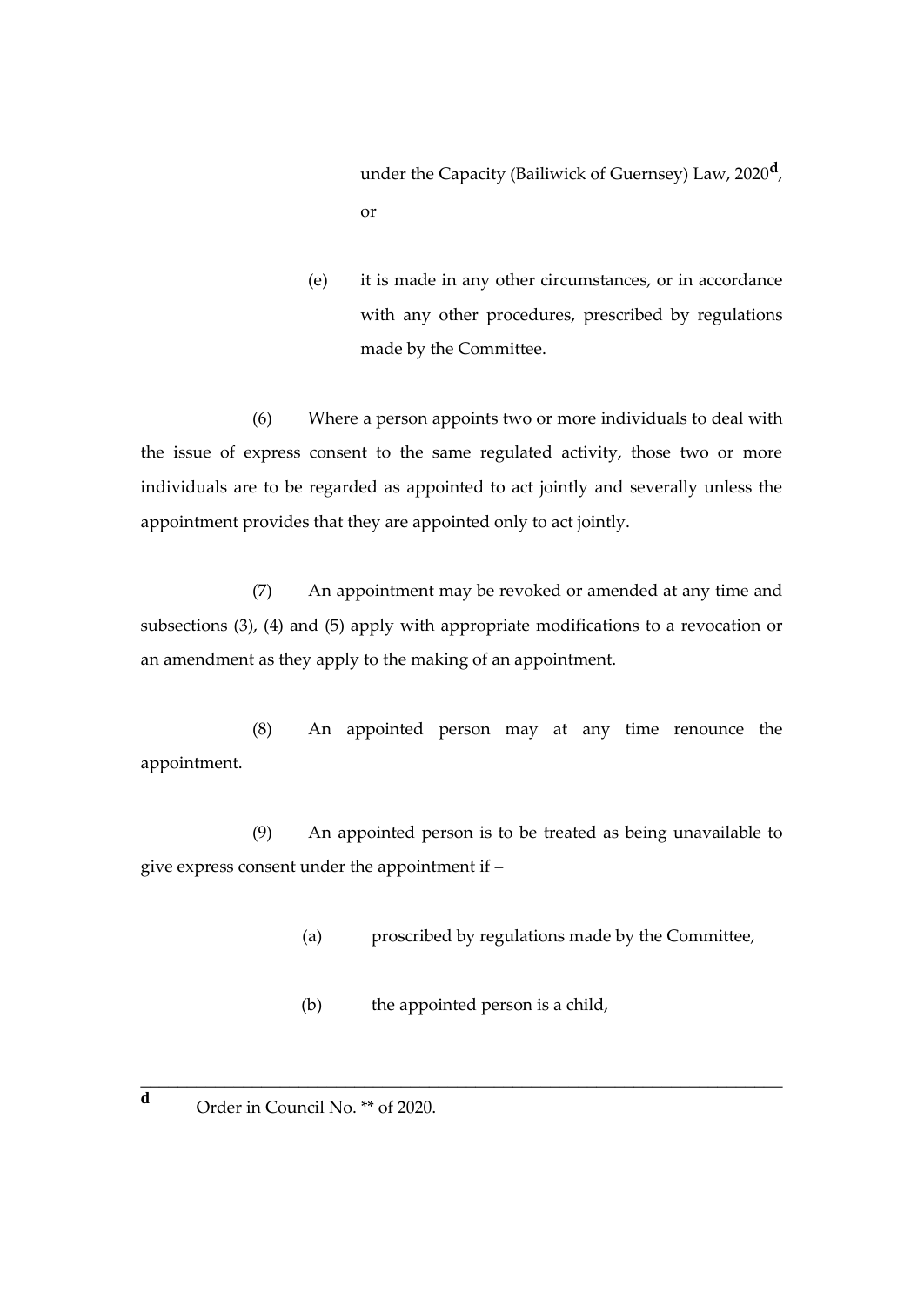under the Capacity (Bailiwick of Guernsey) Law, 2020[d], or

(e) it is made in any other circumstances, or in accordance with any other procedures, prescribed by regulations made by the Committee.

(6) Where a person appoints two or more individuals to deal with the issue of express consent to the same regulated activity, those two or more individuals are to be regarded as appointed to act jointly and severally unless the appointment provides that they are appointed only to act jointly.

(7) An appointment may be revoked or amended at any time and subsections (3), (4) and (5) apply with appropriate modifications to a revocation or an amendment as they apply to the making of an appointment.

(8) An appointed person may at any time renounce the appointment.

(9) An appointed person is to be treated as being unavailable to give express consent under the appointment if –

(a) proscribed by regulations made by the Committee,

(b) the appointed person is a child,

---

[d] Order in Council No. ** of 2020.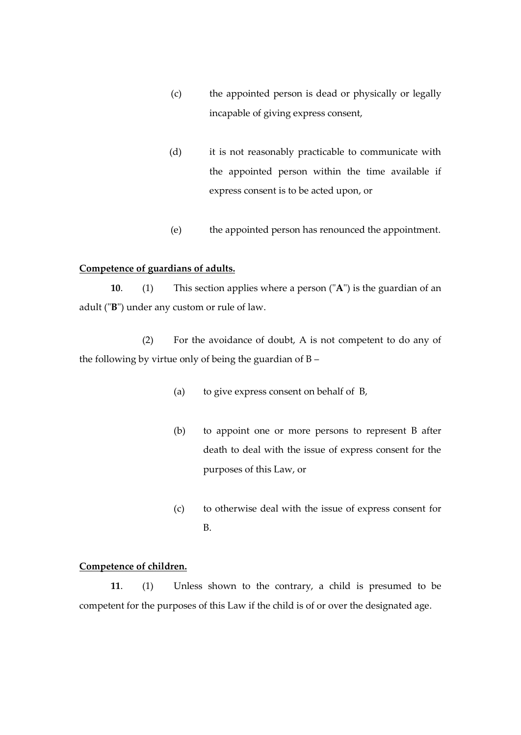(c) the appointed person is dead or physically or legally incapable of giving express consent,

(d) it is not reasonably practicable to communicate with the appointed person within the time available if express consent is to be acted upon, or

(e) the appointed person has renounced the appointment.

**Competence of guardians of adults.**

**10**. (1) This section applies where a person ("**A**") is the guardian of an adult ("**B**") under any custom or rule of law.

(2) For the avoidance of doubt, A is not competent to do any of the following by virtue only of being the guardian of B –

(a) to give express consent on behalf of B,

(b) to appoint one or more persons to represent B after death to deal with the issue of express consent for the purposes of this Law, or

(c) to otherwise deal with the issue of express consent for B.

**Competence of children.**

**11**. (1) Unless shown to the contrary, a child is presumed to be competent for the purposes of this Law if the child is of or over the designated age.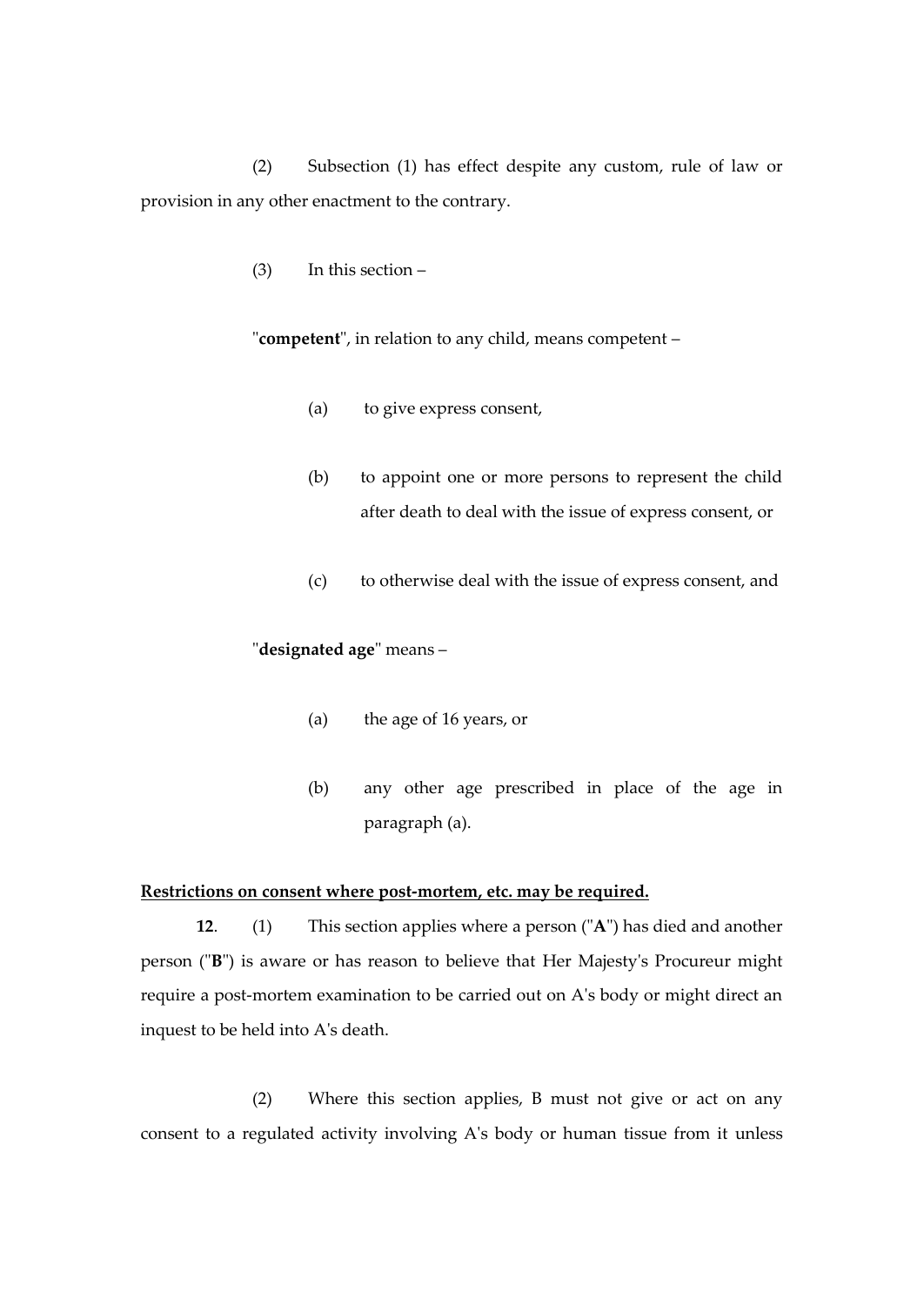(2) Subsection (1) has effect despite any custom, rule of law or provision in any other enactment to the contrary.

(3) In this section –

"**competent**", in relation to any child, means competent –

(a) to give express consent,

(b) to appoint one or more persons to represent the child after death to deal with the issue of express consent, or

(c) to otherwise deal with the issue of express consent, and

"**designated age**" means –

(a) the age of 16 years, or

(b) any other age prescribed in place of the age in paragraph (a).

**Restrictions on consent where post-mortem, etc. may be required.**

**12**. (1) This section applies where a person ("**A**") has died and another person ("**B**") is aware or has reason to believe that Her Majesty's Procureur might require a post-mortem examination to be carried out on A's body or might direct an inquest to be held into A's death.

(2) Where this section applies, B must not give or act on any consent to a regulated activity involving A's body or human tissue from it unless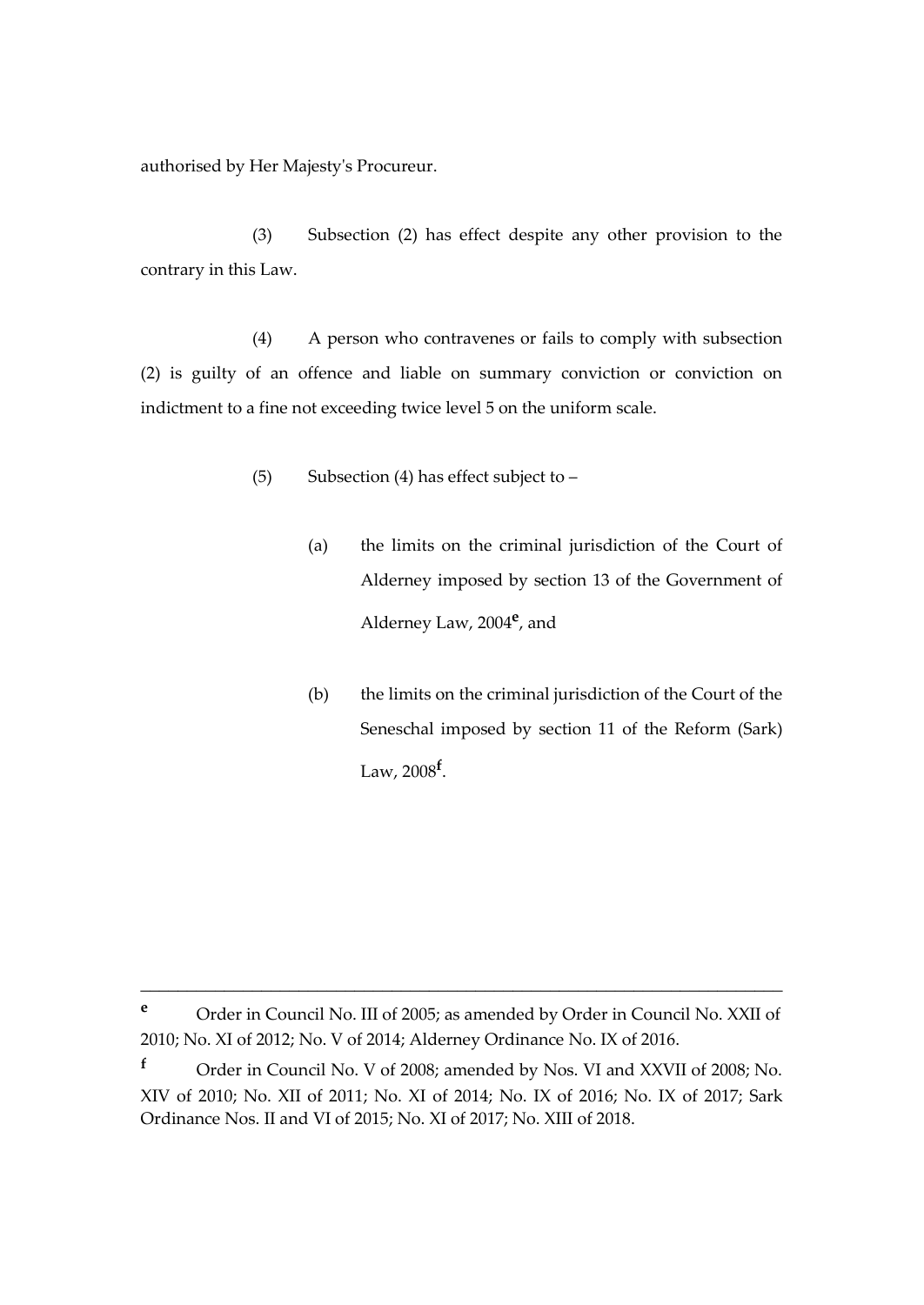authorised by Her Majesty's Procureur.

(3) Subsection (2) has effect despite any other provision to the contrary in this Law.

(4) A person who contravenes or fails to comply with subsection (2) is guilty of an offence and liable on summary conviction or conviction on indictment to a fine not exceeding twice level 5 on the uniform scale.

(5) Subsection (4) has effect subject to –

(a) the limits on the criminal jurisdiction of the Court of Alderney imposed by section 13 of the Government of Alderney Law, 2004[e], and

(b) the limits on the criminal jurisdiction of the Court of the Seneschal imposed by section 11 of the Reform (Sark) Law, 2008[f].

---

[e] Order in Council No. III of 2005; as amended by Order in Council No. XXII of 2010; No. XI of 2012; No. V of 2014; Alderney Ordinance No. IX of 2016.

[f] Order in Council No. V of 2008; amended by Nos. VI and XXVII of 2008; No. XIV of 2010; No. XII of 2011; No. XI of 2014; No. IX of 2016; No. IX of 2017; Sark Ordinance Nos. II and VI of 2015; No. XI of 2017; No. XIII of 2018.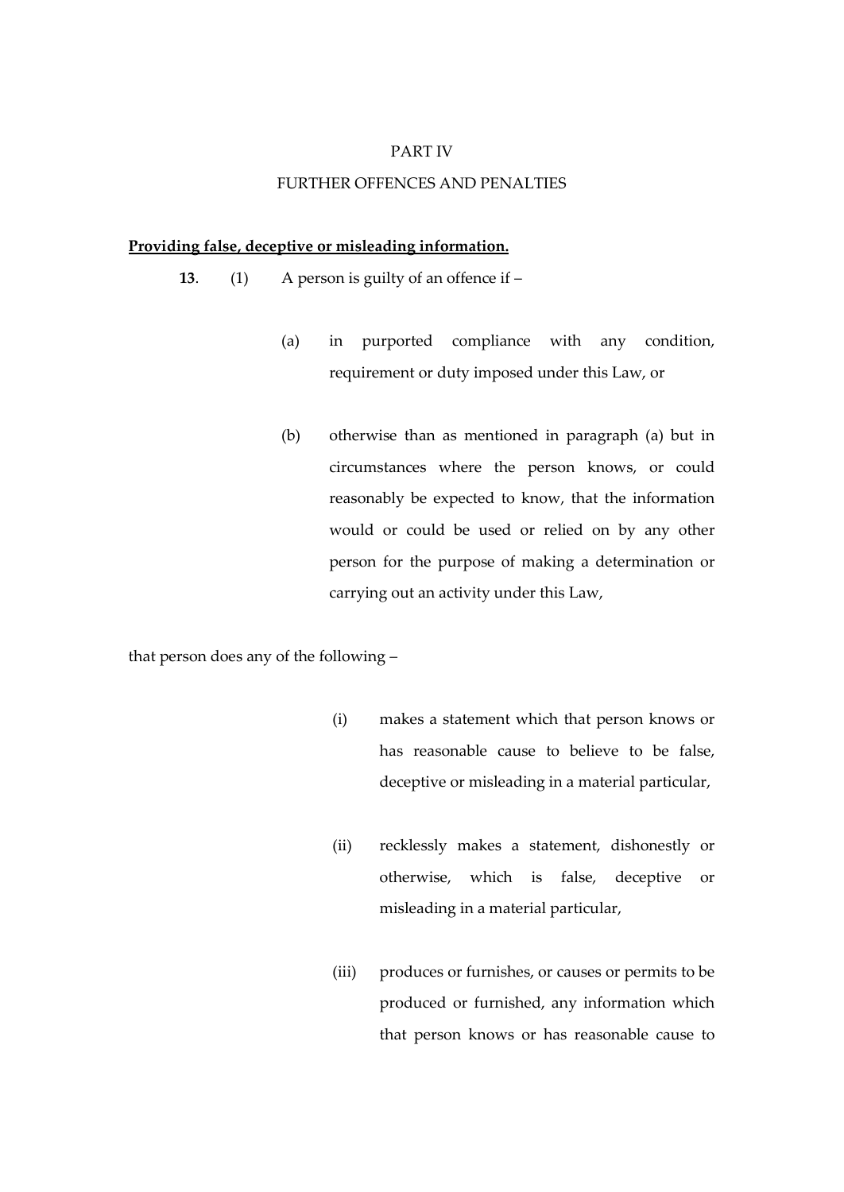PART IV

FURTHER OFFENCES AND PENALTIES

**Providing false, deceptive or misleading information.**

**13**. (1) A person is guilty of an offence if –

(a) in purported compliance with any condition, requirement or duty imposed under this Law, or

(b) otherwise than as mentioned in paragraph (a) but in circumstances where the person knows, or could reasonably be expected to know, that the information would or could be used or relied on by any other person for the purpose of making a determination or carrying out an activity under this Law,

that person does any of the following –

(i) makes a statement which that person knows or has reasonable cause to believe to be false, deceptive or misleading in a material particular,

(ii) recklessly makes a statement, dishonestly or otherwise, which is false, deceptive or misleading in a material particular,

(iii) produces or furnishes, or causes or permits to be produced or furnished, any information which that person knows or has reasonable cause to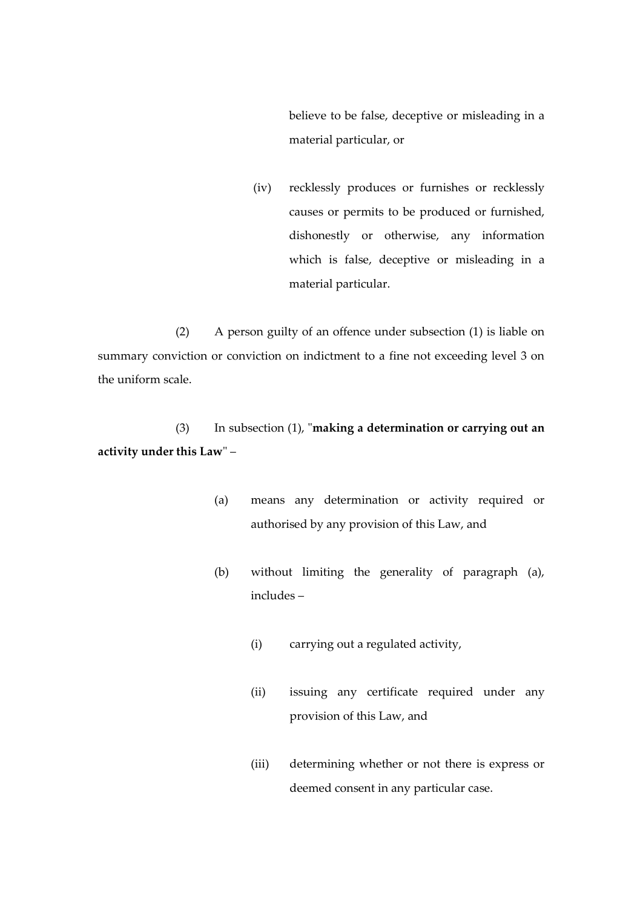believe to be false, deceptive or misleading in a material particular, or

(iv) recklessly produces or furnishes or recklessly causes or permits to be produced or furnished, dishonestly or otherwise, any information which is false, deceptive or misleading in a material particular.

(2) A person guilty of an offence under subsection (1) is liable on summary conviction or conviction on indictment to a fine not exceeding level 3 on the uniform scale.

(3) In subsection (1), "**making a determination or carrying out an activity under this Law**" –

(a) means any determination or activity required or authorised by any provision of this Law, and

(b) without limiting the generality of paragraph (a), includes –

(i) carrying out a regulated activity,

(ii) issuing any certificate required under any provision of this Law, and

(iii) determining whether or not there is express or deemed consent in any particular case.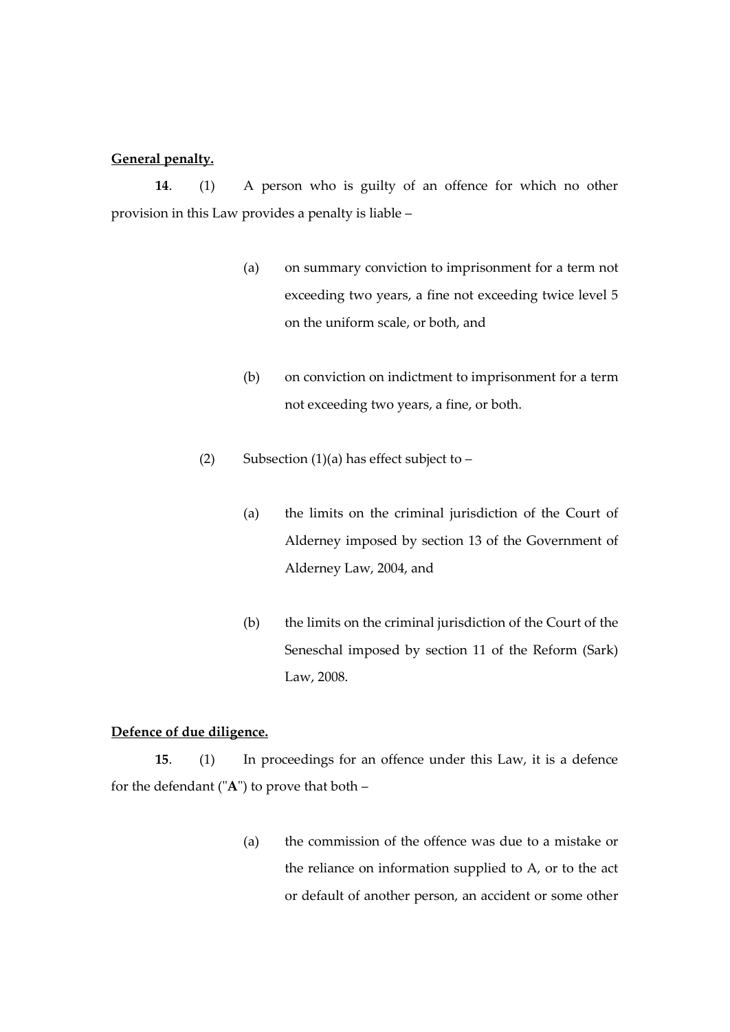**General penalty.**

**14**. (1) A person who is guilty of an offence for which no other provision in this Law provides a penalty is liable –

(a) on summary conviction to imprisonment for a term not exceeding two years, a fine not exceeding twice level 5 on the uniform scale, or both, and

(b) on conviction on indictment to imprisonment for a term not exceeding two years, a fine, or both.

(2) Subsection (1)(a) has effect subject to –

(a) the limits on the criminal jurisdiction of the Court of Alderney imposed by section 13 of the Government of Alderney Law, 2004, and

(b) the limits on the criminal jurisdiction of the Court of the Seneschal imposed by section 11 of the Reform (Sark) Law, 2008.

**Defence of due diligence.**

**15**. (1) In proceedings for an offence under this Law, it is a defence for the defendant ("**A**") to prove that both –

(a) the commission of the offence was due to a mistake or the reliance on information supplied to A, or to the act or default of another person, an accident or some other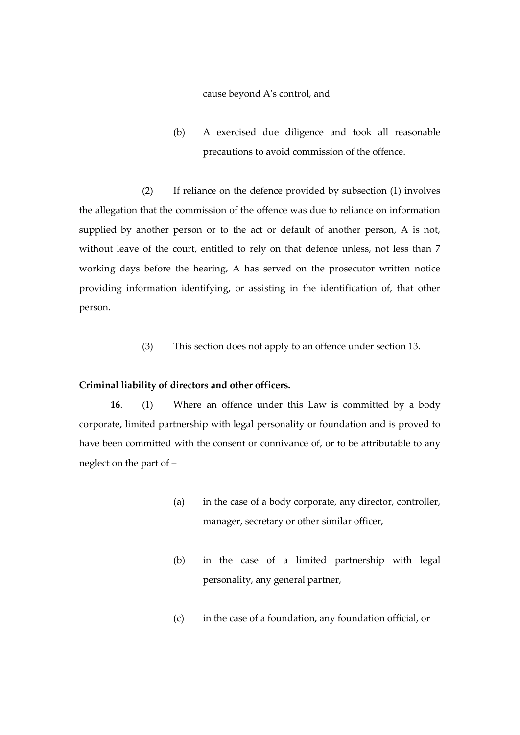cause beyond A's control, and

(b) A exercised due diligence and took all reasonable precautions to avoid commission of the offence.

(2) If reliance on the defence provided by subsection (1) involves the allegation that the commission of the offence was due to reliance on information supplied by another person or to the act or default of another person, A is not, without leave of the court, entitled to rely on that defence unless, not less than 7 working days before the hearing, A has served on the prosecutor written notice providing information identifying, or assisting in the identification of, that other person.

(3) This section does not apply to an offence under section 13.

**Criminal liability of directors and other officers.**

**16**. (1) Where an offence under this Law is committed by a body corporate, limited partnership with legal personality or foundation and is proved to have been committed with the consent or connivance of, or to be attributable to any neglect on the part of –

(a) in the case of a body corporate, any director, controller, manager, secretary or other similar officer,

(b) in the case of a limited partnership with legal personality, any general partner,

(c) in the case of a foundation, any foundation official, or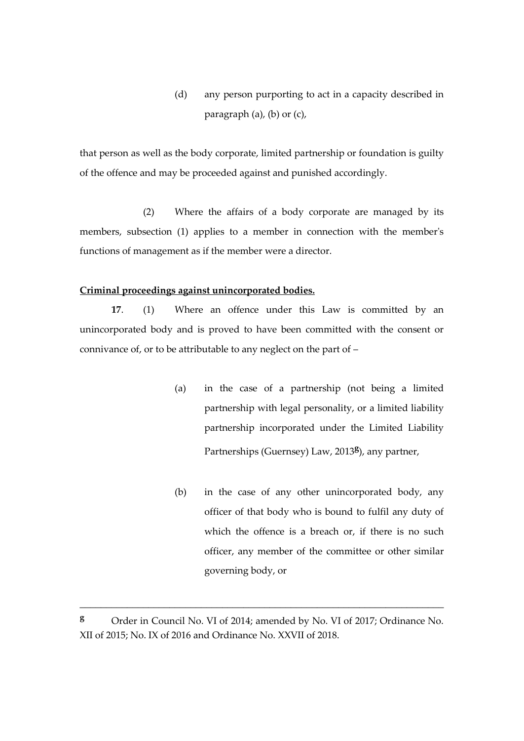(d) any person purporting to act in a capacity described in paragraph (a), (b) or (c),

that person as well as the body corporate, limited partnership or foundation is guilty of the offence and may be proceeded against and punished accordingly.

(2) Where the affairs of a body corporate are managed by its members, subsection (1) applies to a member in connection with the member's functions of management as if the member were a director.

**Criminal proceedings against unincorporated bodies.**

**17**. (1) Where an offence under this Law is committed by an unincorporated body and is proved to have been committed with the consent or connivance of, or to be attributable to any neglect on the part of –

(a) in the case of a partnership (not being a limited partnership with legal personality, or a limited liability partnership incorporated under the Limited Liability Partnerships (Guernsey) Law, 2013[g]), any partner,

(b) in the case of any other unincorporated body, any officer of that body who is bound to fulfil any duty of which the offence is a breach or, if there is no such officer, any member of the committee or other similar governing body, or

---

[g] Order in Council No. VI of 2014; amended by No. VI of 2017; Ordinance No. XII of 2015; No. IX of 2016 and Ordinance No. XXVII of 2018.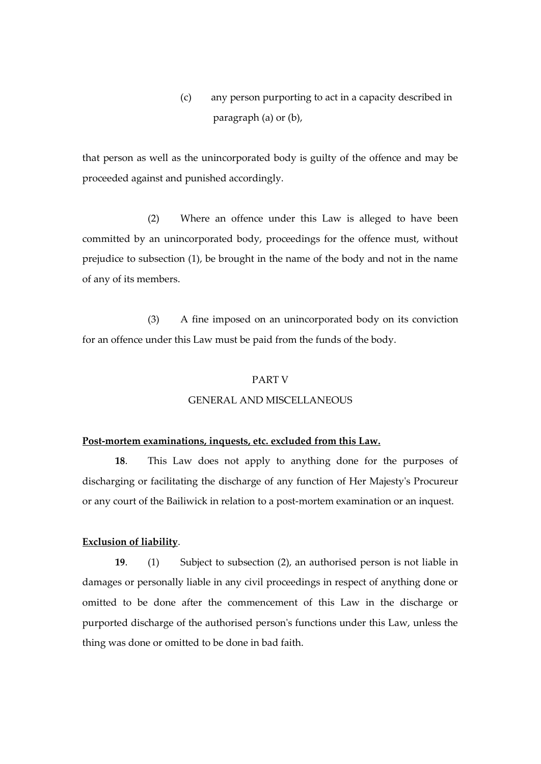(c) any person purporting to act in a capacity described in paragraph (a) or (b),

that person as well as the unincorporated body is guilty of the offence and may be proceeded against and punished accordingly.

(2) Where an offence under this Law is alleged to have been committed by an unincorporated body, proceedings for the offence must, without prejudice to subsection (1), be brought in the name of the body and not in the name of any of its members.

(3) A fine imposed on an unincorporated body on its conviction for an offence under this Law must be paid from the funds of the body.

## PART V

## GENERAL AND MISCELLANEOUS

**Post-mortem examinations, inquests, etc. excluded from this Law.**

**18**. This Law does not apply to anything done for the purposes of discharging or facilitating the discharge of any function of Her Majesty's Procureur or any court of the Bailiwick in relation to a post-mortem examination or an inquest.

**Exclusion of liability**.

**19**. (1) Subject to subsection (2), an authorised person is not liable in damages or personally liable in any civil proceedings in respect of anything done or omitted to be done after the commencement of this Law in the discharge or purported discharge of the authorised person's functions under this Law, unless the thing was done or omitted to be done in bad faith.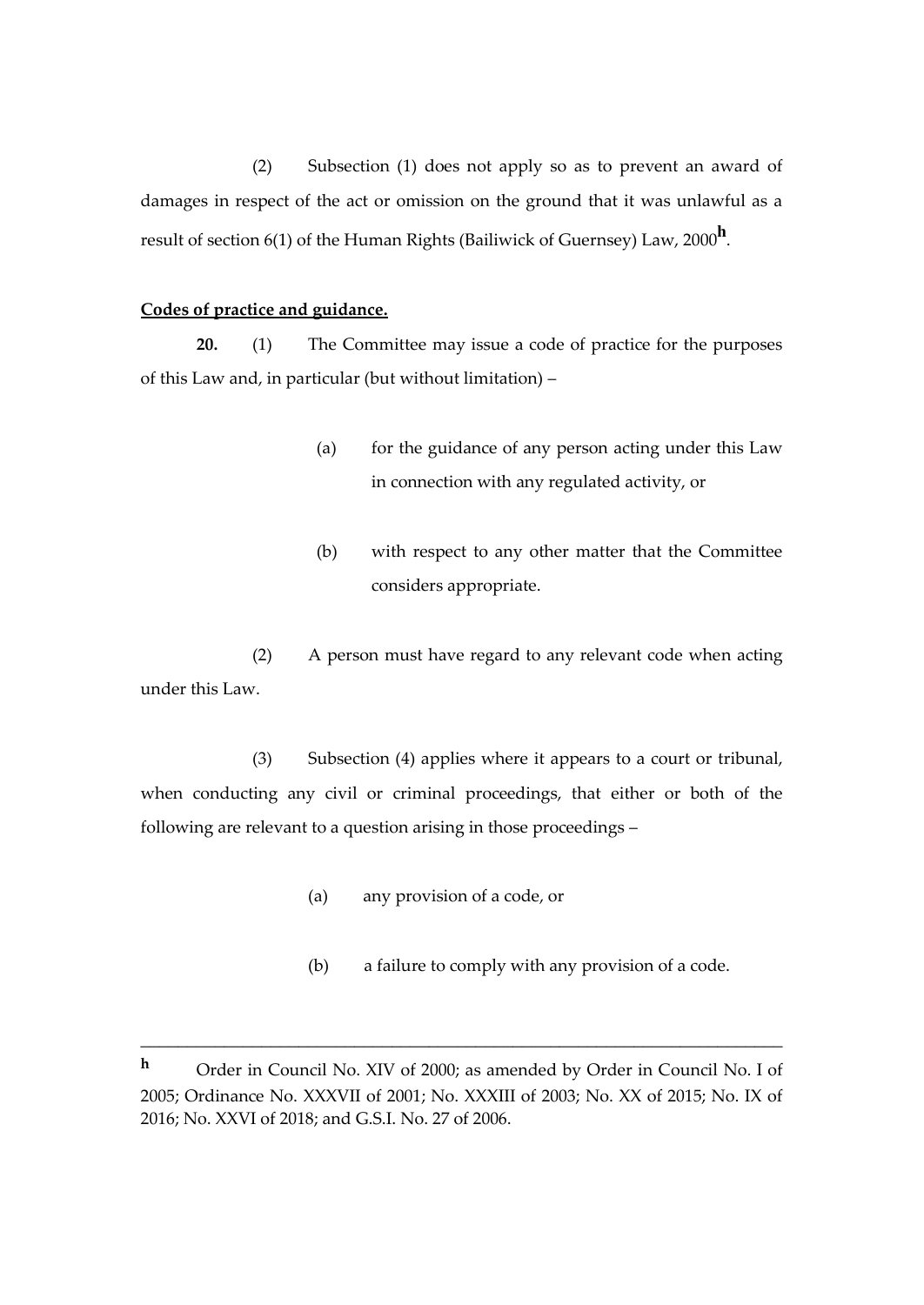(2) Subsection (1) does not apply so as to prevent an award of damages in respect of the act or omission on the ground that it was unlawful as a result of section 6(1) of the Human Rights (Bailiwick of Guernsey) Law, 2000[h].

**Codes of practice and guidance.**

**20.** (1) The Committee may issue a code of practice for the purposes of this Law and, in particular (but without limitation) –

(a) for the guidance of any person acting under this Law in connection with any regulated activity, or

(b) with respect to any other matter that the Committee considers appropriate.

(2) A person must have regard to any relevant code when acting under this Law.

(3) Subsection (4) applies where it appears to a court or tribunal, when conducting any civil or criminal proceedings, that either or both of the following are relevant to a question arising in those proceedings –

(a) any provision of a code, or

(b) a failure to comply with any provision of a code.

---

[h] Order in Council No. XIV of 2000; as amended by Order in Council No. I of 2005; Ordinance No. XXXVII of 2001; No. XXXIII of 2003; No. XX of 2015; No. IX of 2016; No. XXVI of 2018; and G.S.I. No. 27 of 2006.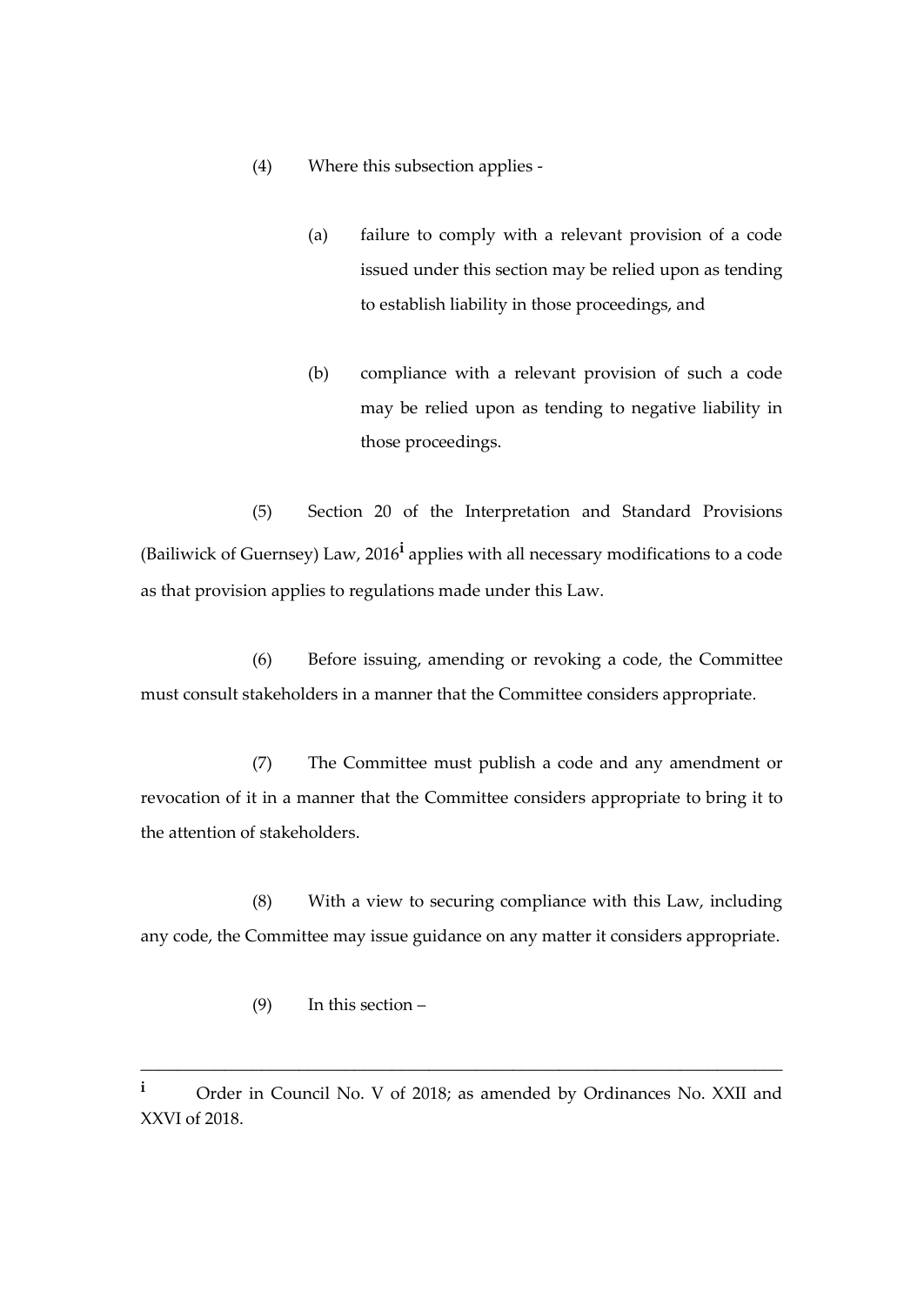(4) Where this subsection applies -

(a) failure to comply with a relevant provision of a code issued under this section may be relied upon as tending to establish liability in those proceedings, and

(b) compliance with a relevant provision of such a code may be relied upon as tending to negative liability in those proceedings.

(5) Section 20 of the Interpretation and Standard Provisions (Bailiwick of Guernsey) Law, 2016[i] applies with all necessary modifications to a code as that provision applies to regulations made under this Law.

(6) Before issuing, amending or revoking a code, the Committee must consult stakeholders in a manner that the Committee considers appropriate.

(7) The Committee must publish a code and any amendment or revocation of it in a manner that the Committee considers appropriate to bring it to the attention of stakeholders.

(8) With a view to securing compliance with this Law, including any code, the Committee may issue guidance on any matter it considers appropriate.

(9) In this section –

---

[i] Order in Council No. V of 2018; as amended by Ordinances No. XXII and XXVI of 2018.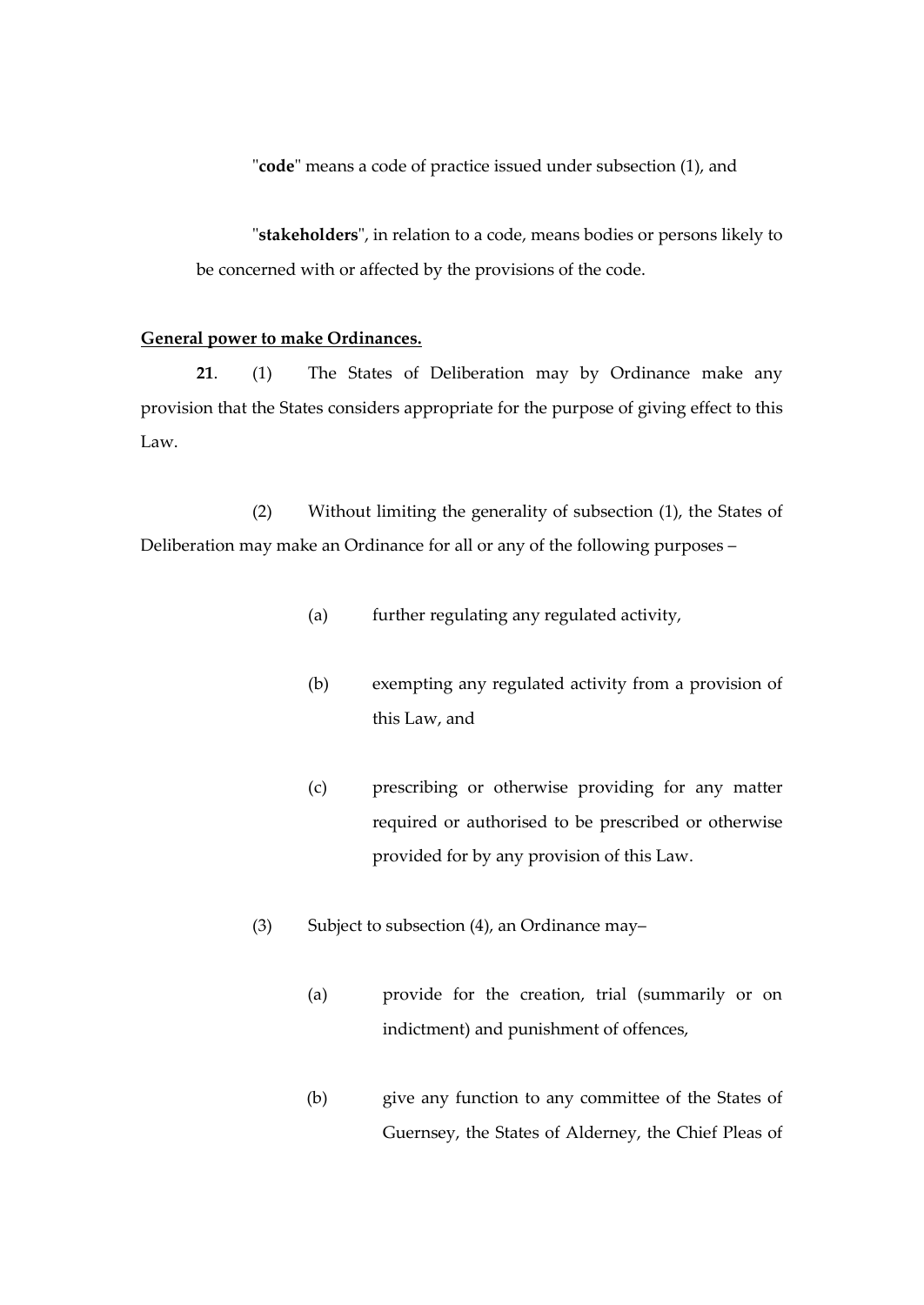"**code**" means a code of practice issued under subsection (1), and

"**stakeholders**", in relation to a code, means bodies or persons likely to be concerned with or affected by the provisions of the code.

**General power to make Ordinances.**

**21**. (1) The States of Deliberation may by Ordinance make any provision that the States considers appropriate for the purpose of giving effect to this Law.

(2) Without limiting the generality of subsection (1), the States of Deliberation may make an Ordinance for all or any of the following purposes –

(a) further regulating any regulated activity,

(b) exempting any regulated activity from a provision of this Law, and

(c) prescribing or otherwise providing for any matter required or authorised to be prescribed or otherwise provided for by any provision of this Law.

(3) Subject to subsection (4), an Ordinance may–

(a) provide for the creation, trial (summarily or on indictment) and punishment of offences,

(b) give any function to any committee of the States of Guernsey, the States of Alderney, the Chief Pleas of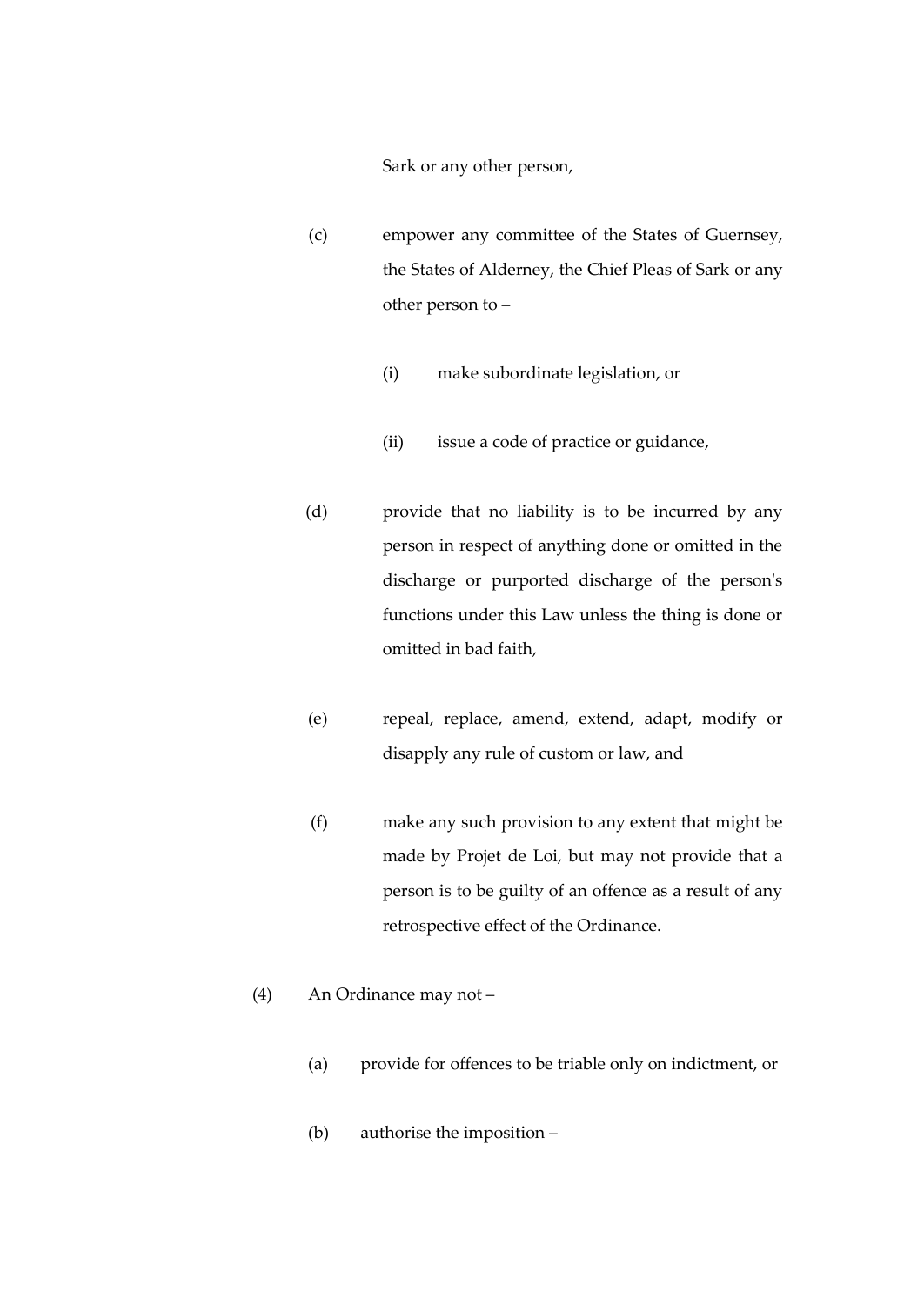Sark or any other person,

(c) empower any committee of the States of Guernsey, the States of Alderney, the Chief Pleas of Sark or any other person to –

(i) make subordinate legislation, or

(ii) issue a code of practice or guidance,

(d) provide that no liability is to be incurred by any person in respect of anything done or omitted in the discharge or purported discharge of the person's functions under this Law unless the thing is done or omitted in bad faith,

(e) repeal, replace, amend, extend, adapt, modify or disapply any rule of custom or law, and

(f) make any such provision to any extent that might be made by Projet de Loi, but may not provide that a person is to be guilty of an offence as a result of any retrospective effect of the Ordinance.

(4) An Ordinance may not –

(a) provide for offences to be triable only on indictment, or

(b) authorise the imposition –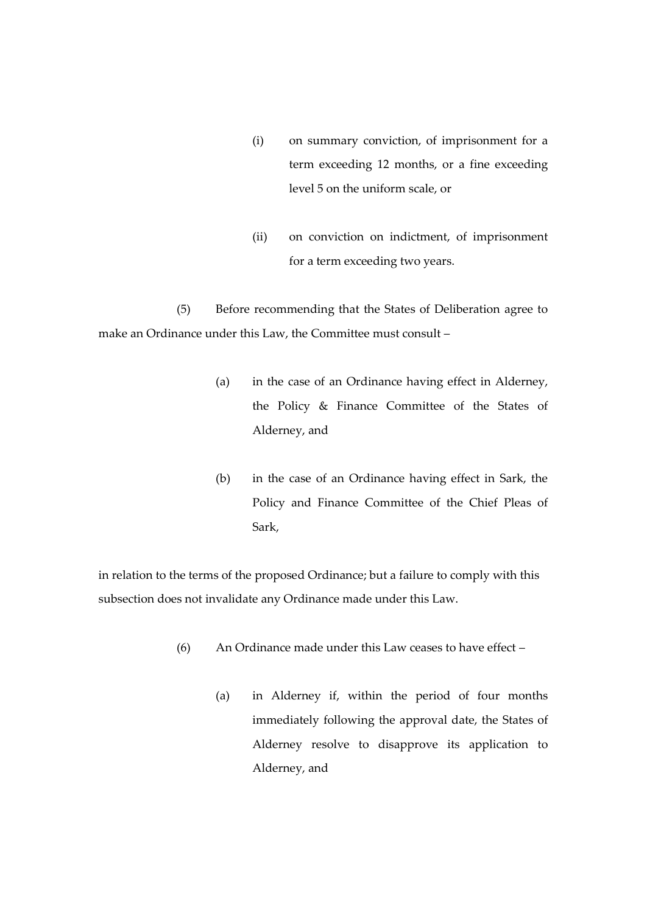(i) on summary conviction, of imprisonment for a term exceeding 12 months, or a fine exceeding level 5 on the uniform scale, or

(ii) on conviction on indictment, of imprisonment for a term exceeding two years.

(5) Before recommending that the States of Deliberation agree to make an Ordinance under this Law, the Committee must consult –

(a) in the case of an Ordinance having effect in Alderney, the Policy & Finance Committee of the States of Alderney, and

(b) in the case of an Ordinance having effect in Sark, the Policy and Finance Committee of the Chief Pleas of Sark,

in relation to the terms of the proposed Ordinance; but a failure to comply with this subsection does not invalidate any Ordinance made under this Law.

(6) An Ordinance made under this Law ceases to have effect –

(a) in Alderney if, within the period of four months immediately following the approval date, the States of Alderney resolve to disapprove its application to Alderney, and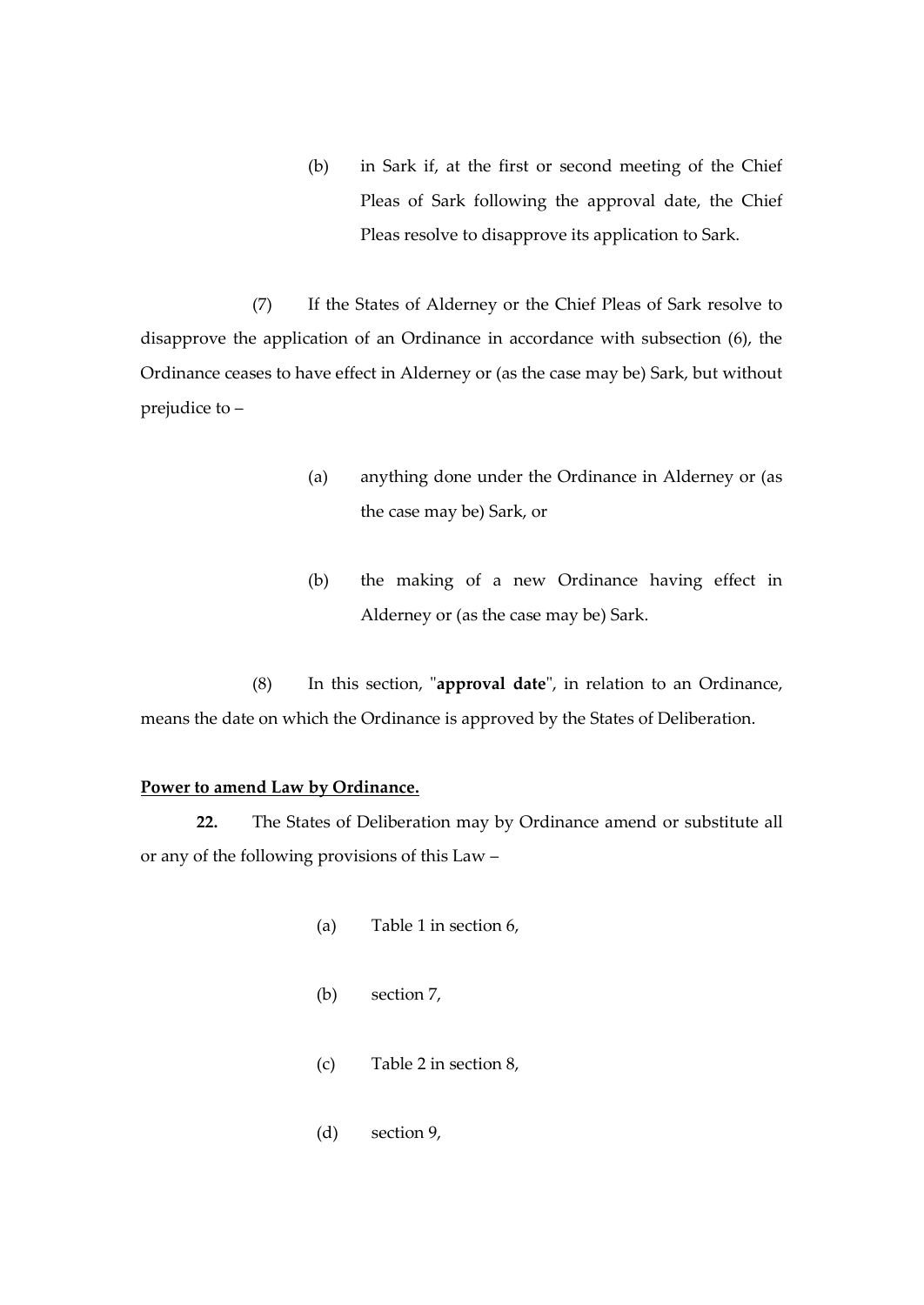(b) in Sark if, at the first or second meeting of the Chief Pleas of Sark following the approval date, the Chief Pleas resolve to disapprove its application to Sark.

(7) If the States of Alderney or the Chief Pleas of Sark resolve to disapprove the application of an Ordinance in accordance with subsection (6), the Ordinance ceases to have effect in Alderney or (as the case may be) Sark, but without prejudice to –

(a) anything done under the Ordinance in Alderney or (as the case may be) Sark, or

(b) the making of a new Ordinance having effect in Alderney or (as the case may be) Sark.

(8) In this section, "**approval date**", in relation to an Ordinance, means the date on which the Ordinance is approved by the States of Deliberation.

**Power to amend Law by Ordinance.**

**22.** The States of Deliberation may by Ordinance amend or substitute all or any of the following provisions of this Law –

(a) Table 1 in section 6,

(b) section 7,

(c) Table 2 in section 8,

(d) section 9,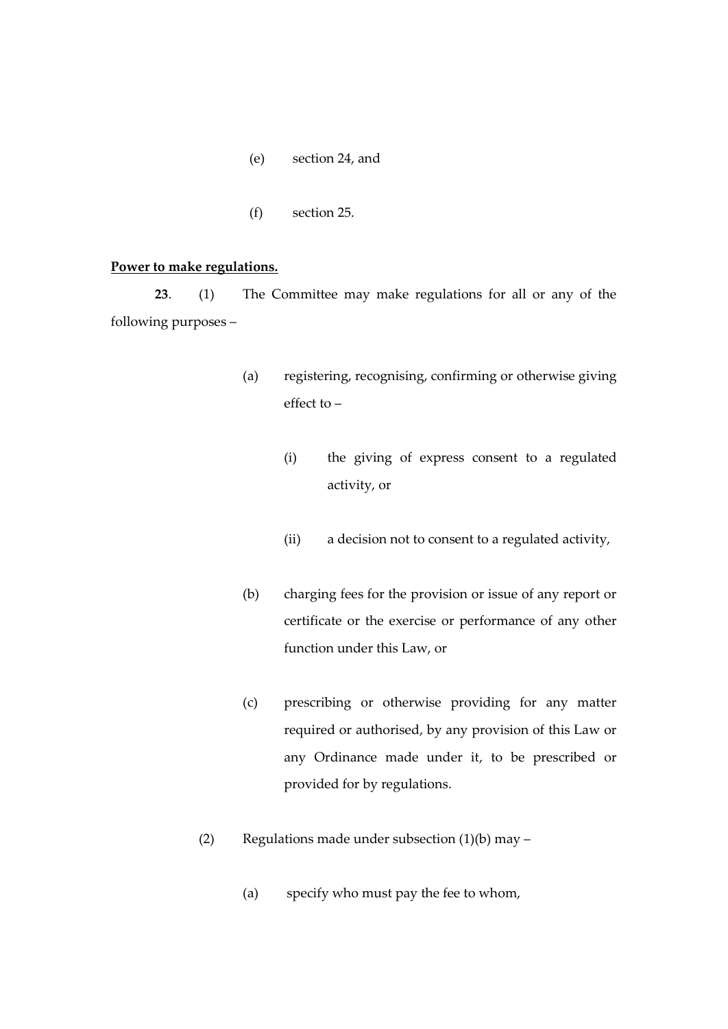(e) section 24, and

(f) section 25.

**Power to make regulations.**

**23**. (1) The Committee may make regulations for all or any of the following purposes –

(a) registering, recognising, confirming or otherwise giving effect to –

(i) the giving of express consent to a regulated activity, or

(ii) a decision not to consent to a regulated activity,

(b) charging fees for the provision or issue of any report or certificate or the exercise or performance of any other function under this Law, or

(c) prescribing or otherwise providing for any matter required or authorised, by any provision of this Law or any Ordinance made under it, to be prescribed or provided for by regulations.

(2) Regulations made under subsection (1)(b) may –

(a) specify who must pay the fee to whom,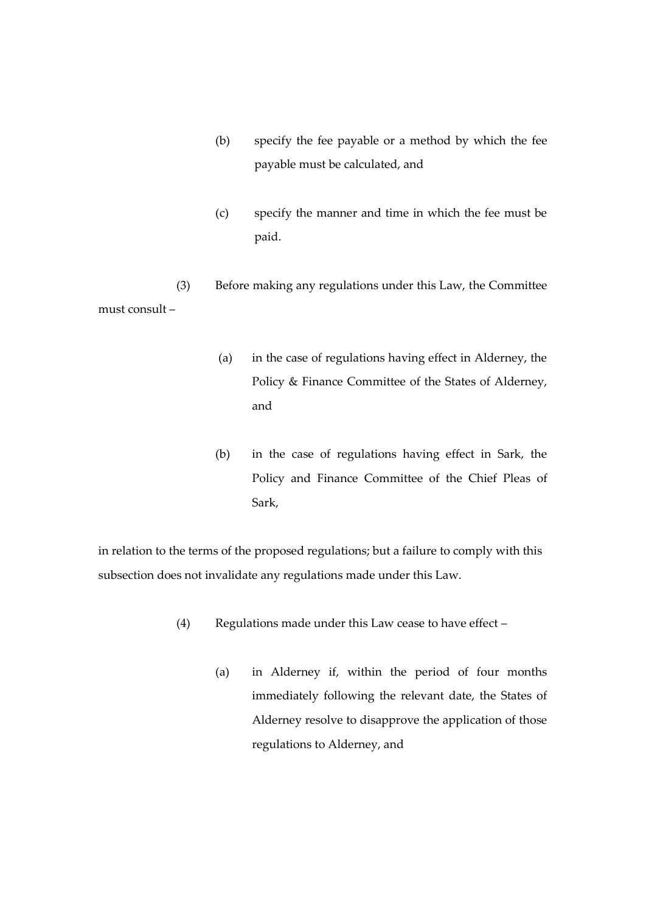(b) specify the fee payable or a method by which the fee payable must be calculated, and

(c) specify the manner and time in which the fee must be paid.

(3) Before making any regulations under this Law, the Committee must consult –

(a) in the case of regulations having effect in Alderney, the Policy & Finance Committee of the States of Alderney, and

(b) in the case of regulations having effect in Sark, the Policy and Finance Committee of the Chief Pleas of Sark,

in relation to the terms of the proposed regulations; but a failure to comply with this subsection does not invalidate any regulations made under this Law.

(4) Regulations made under this Law cease to have effect –

(a) in Alderney if, within the period of four months immediately following the relevant date, the States of Alderney resolve to disapprove the application of those regulations to Alderney, and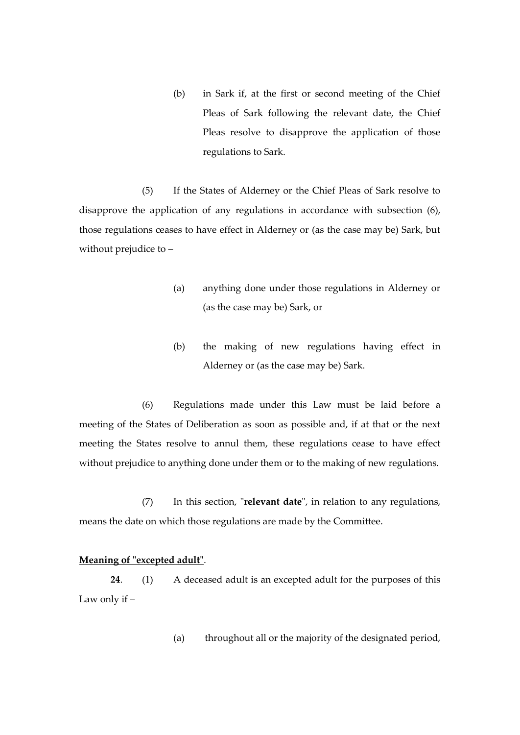(b) in Sark if, at the first or second meeting of the Chief Pleas of Sark following the relevant date, the Chief Pleas resolve to disapprove the application of those regulations to Sark.

(5) If the States of Alderney or the Chief Pleas of Sark resolve to disapprove the application of any regulations in accordance with subsection (6), those regulations ceases to have effect in Alderney or (as the case may be) Sark, but without prejudice to –

(a) anything done under those regulations in Alderney or (as the case may be) Sark, or

(b) the making of new regulations having effect in Alderney or (as the case may be) Sark.

(6) Regulations made under this Law must be laid before a meeting of the States of Deliberation as soon as possible and, if at that or the next meeting the States resolve to annul them, these regulations cease to have effect without prejudice to anything done under them or to the making of new regulations.

(7) In this section, "**relevant date**", in relation to any regulations, means the date on which those regulations are made by the Committee.

**Meaning of "excepted adult".**

**24**. (1) A deceased adult is an excepted adult for the purposes of this Law only if –

(a) throughout all or the majority of the designated period,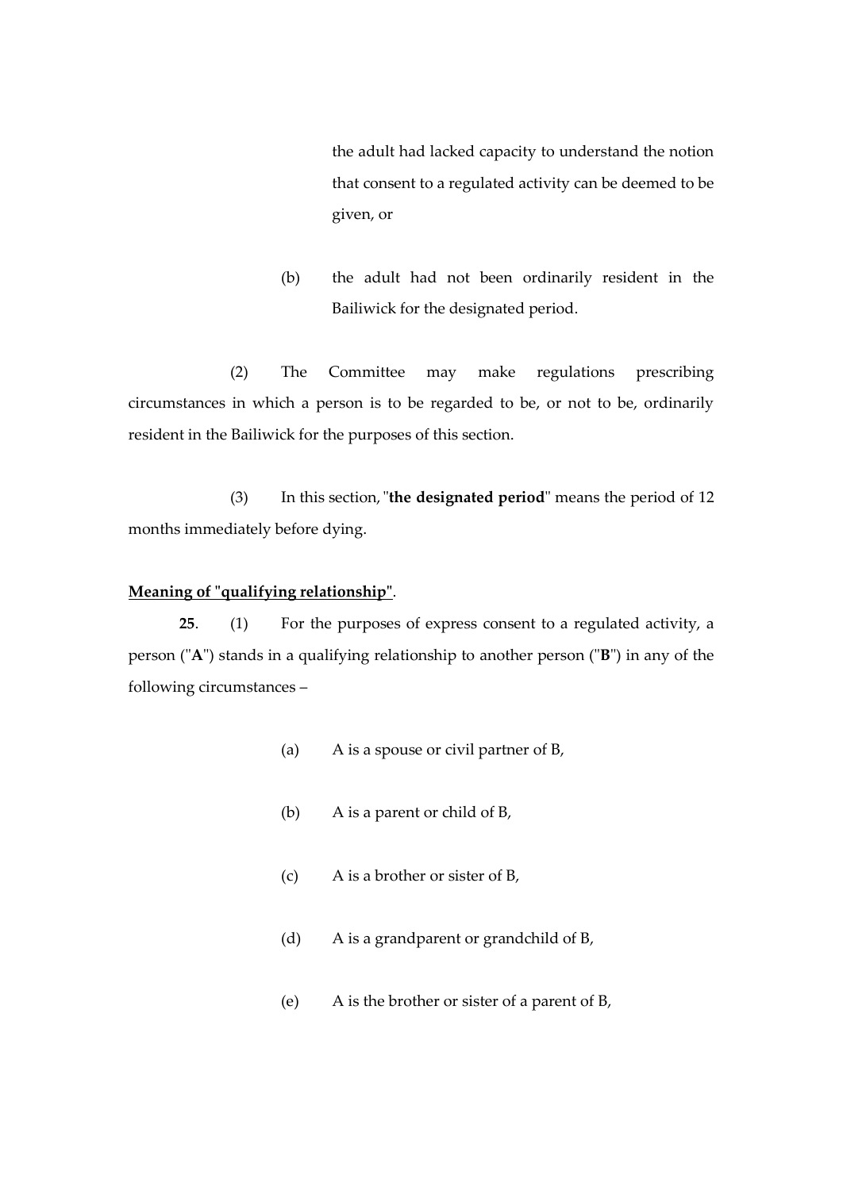the adult had lacked capacity to understand the notion that consent to a regulated activity can be deemed to be given, or

(b) the adult had not been ordinarily resident in the Bailiwick for the designated period.

(2) The Committee may make regulations prescribing circumstances in which a person is to be regarded to be, or not to be, ordinarily resident in the Bailiwick for the purposes of this section.

(3) In this section, "**the designated period**" means the period of 12 months immediately before dying.

**Meaning of "qualifying relationship".**

**25**. (1) For the purposes of express consent to a regulated activity, a person ("**A**") stands in a qualifying relationship to another person ("**B**") in any of the following circumstances –

(a) A is a spouse or civil partner of B,

(b) A is a parent or child of B,

(c) A is a brother or sister of B,

(d) A is a grandparent or grandchild of B,

(e) A is the brother or sister of a parent of B,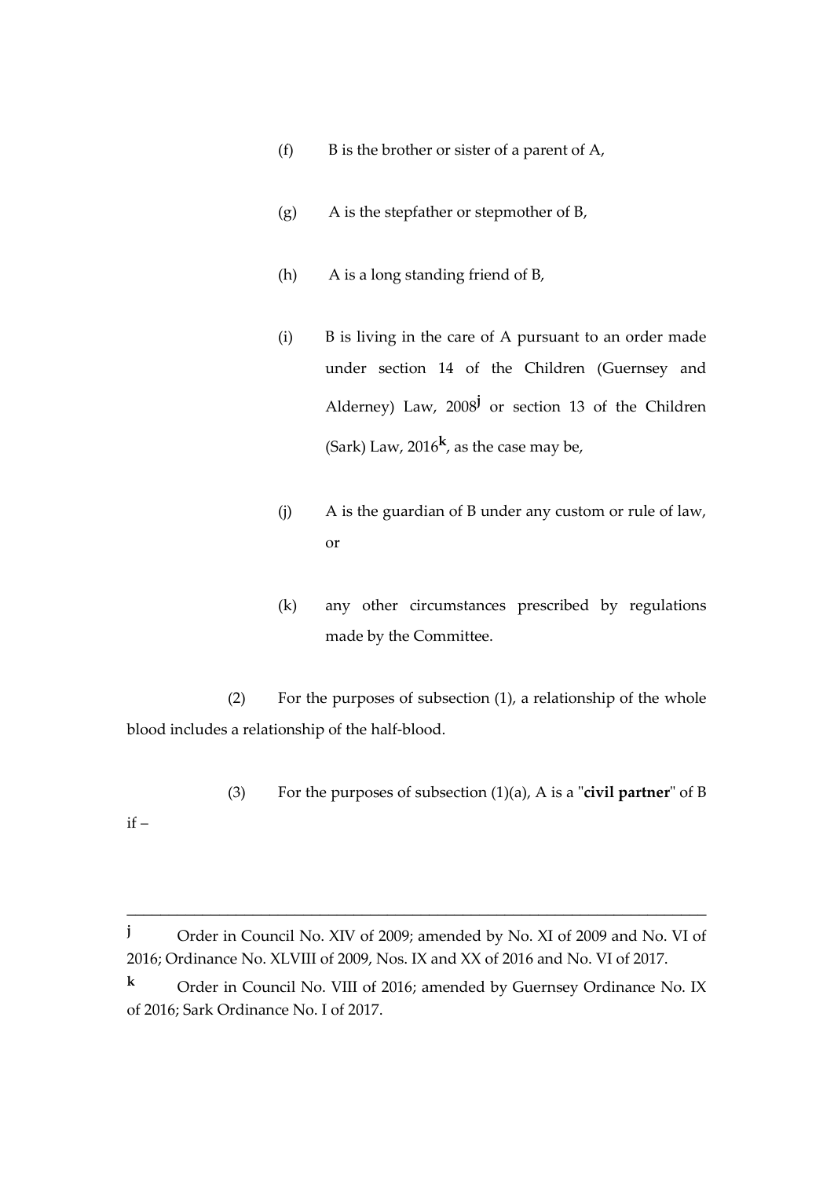(f) B is the brother or sister of a parent of A,

(g) A is the stepfather or stepmother of B,

(h) A is a long standing friend of B,

(i) B is living in the care of A pursuant to an order made under section 14 of the Children (Guernsey and Alderney) Law, 2008[j] or section 13 of the Children (Sark) Law, 2016[k], as the case may be,

(j) A is the guardian of B under any custom or rule of law, or

(k) any other circumstances prescribed by regulations made by the Committee.

(2) For the purposes of subsection (1), a relationship of the whole blood includes a relationship of the half-blood.

(3) For the purposes of subsection (1)(a), A is a "**civil partner**" of B if –

---

[j] Order in Council No. XIV of 2009; amended by No. XI of 2009 and No. VI of 2016; Ordinance No. XLVIII of 2009, Nos. IX and XX of 2016 and No. VI of 2017.

[k] Order in Council No. VIII of 2016; amended by Guernsey Ordinance No. IX of 2016; Sark Ordinance No. I of 2017.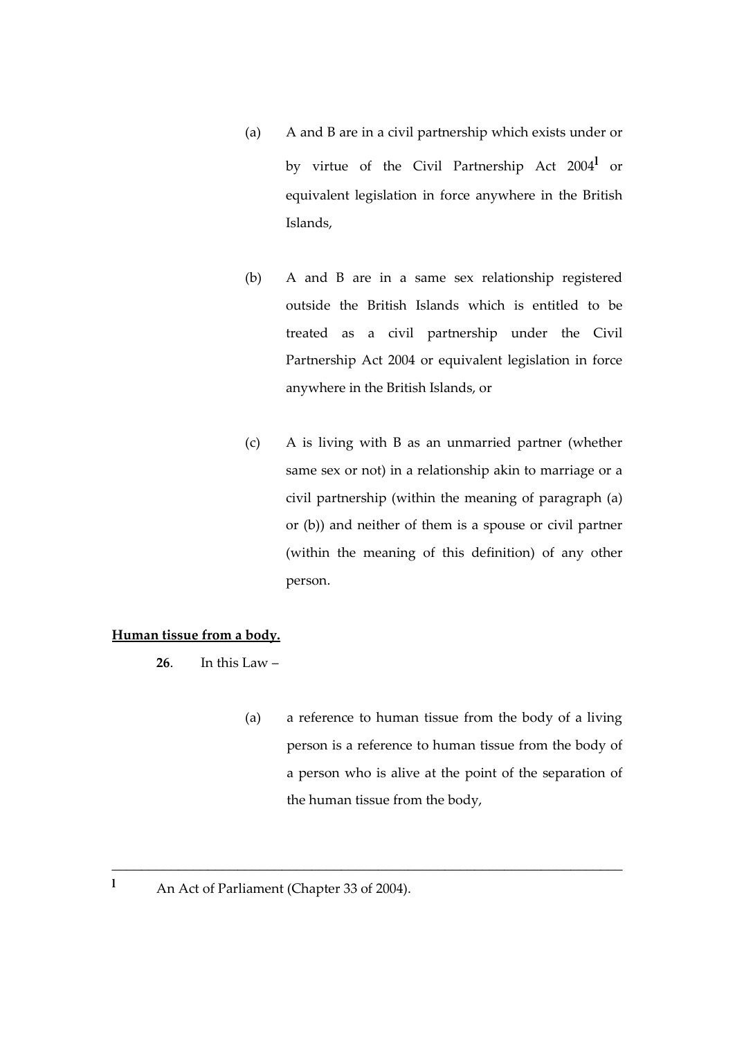(a) A and B are in a civil partnership which exists under or by virtue of the Civil Partnership Act 2004[1] or equivalent legislation in force anywhere in the British Islands,

(b) A and B are in a same sex relationship registered outside the British Islands which is entitled to be treated as a civil partnership under the Civil Partnership Act 2004 or equivalent legislation in force anywhere in the British Islands, or

(c) A is living with B as an unmarried partner (whether same sex or not) in a relationship akin to marriage or a civil partnership (within the meaning of paragraph (a) or (b)) and neither of them is a spouse or civil partner (within the meaning of this definition) of any other person.

**Human tissue from a body.**

**26**. In this Law –

(a) a reference to human tissue from the body of a living person is a reference to human tissue from the body of a person who is alive at the point of the separation of the human tissue from the body,

---

[1] An Act of Parliament (Chapter 33 of 2004).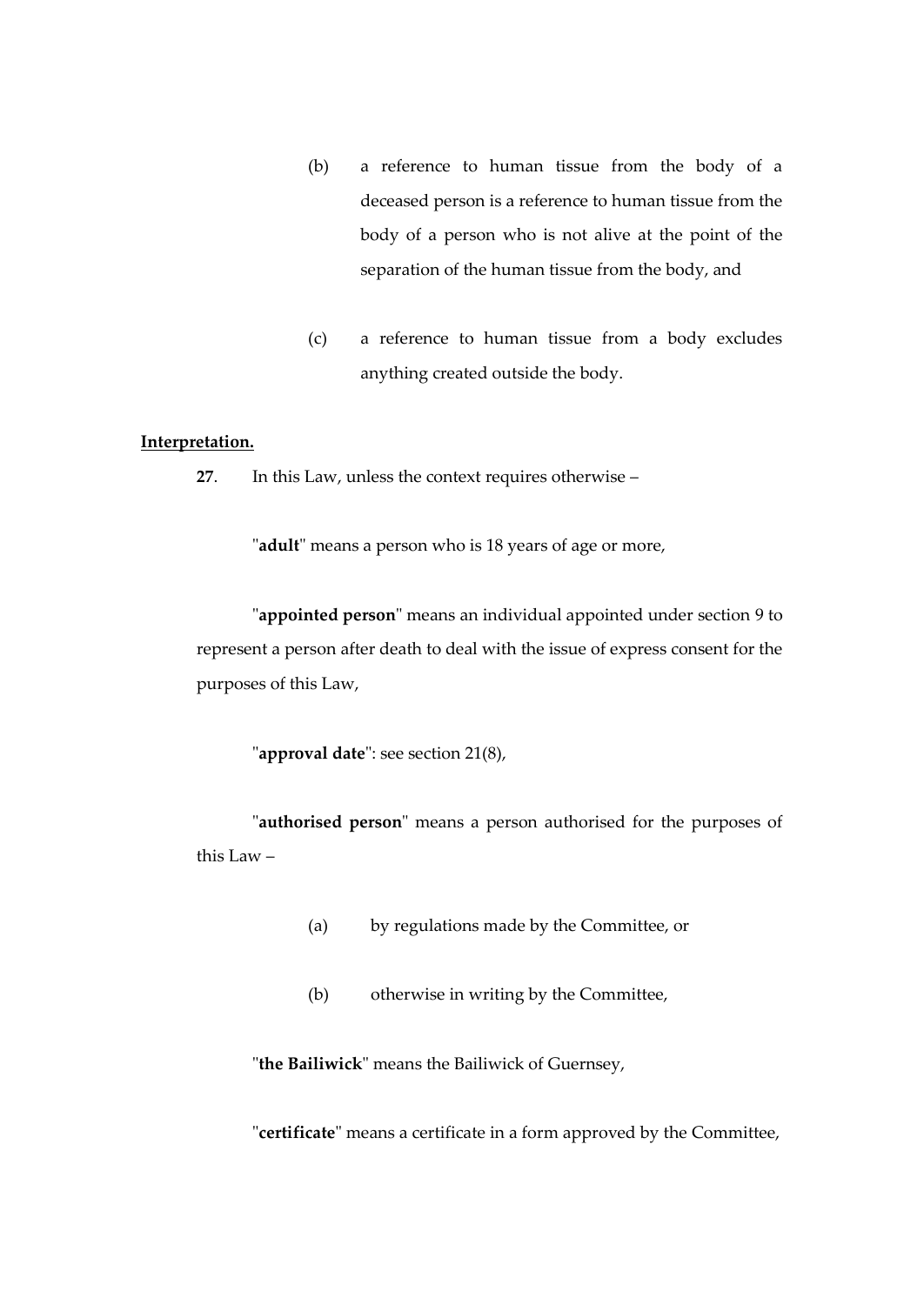(b) a reference to human tissue from the body of a deceased person is a reference to human tissue from the body of a person who is not alive at the point of the separation of the human tissue from the body, and

(c) a reference to human tissue from a body excludes anything created outside the body.

**Interpretation.**

**27**. In this Law, unless the context requires otherwise –

"**adult**" means a person who is 18 years of age or more,

"**appointed person**" means an individual appointed under section 9 to represent a person after death to deal with the issue of express consent for the purposes of this Law,

"**approval date**": see section 21(8),

"**authorised person**" means a person authorised for the purposes of this Law –

(a) by regulations made by the Committee, or

(b) otherwise in writing by the Committee,

"**the Bailiwick**" means the Bailiwick of Guernsey,

"**certificate**" means a certificate in a form approved by the Committee,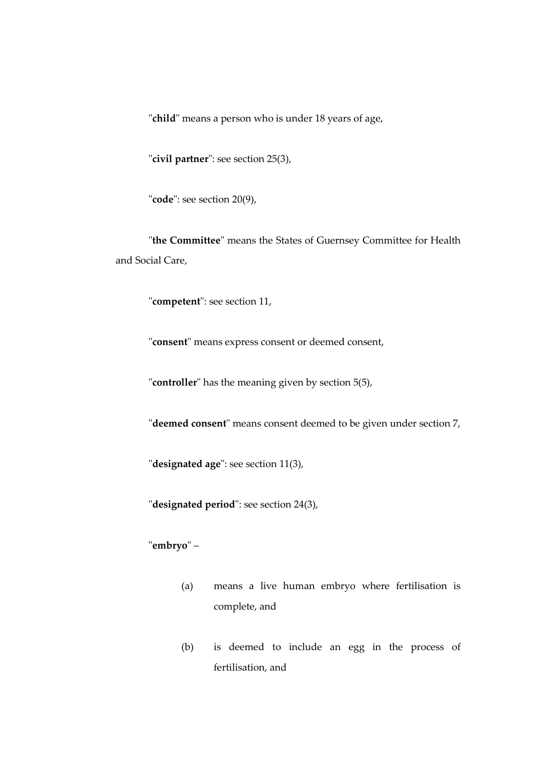"**child**" means a person who is under 18 years of age,

"**civil partner**": see section 25(3),

"**code**": see section 20(9),

"**the Committee**" means the States of Guernsey Committee for Health and Social Care,

"**competent**": see section 11,

"**consent**" means express consent or deemed consent,

"**controller**" has the meaning given by section 5(5),

"**deemed consent**" means consent deemed to be given under section 7,

"**designated age**": see section 11(3),

"**designated period**": see section 24(3),

"**embryo**" –

(a) means a live human embryo where fertilisation is complete, and

(b) is deemed to include an egg in the process of fertilisation, and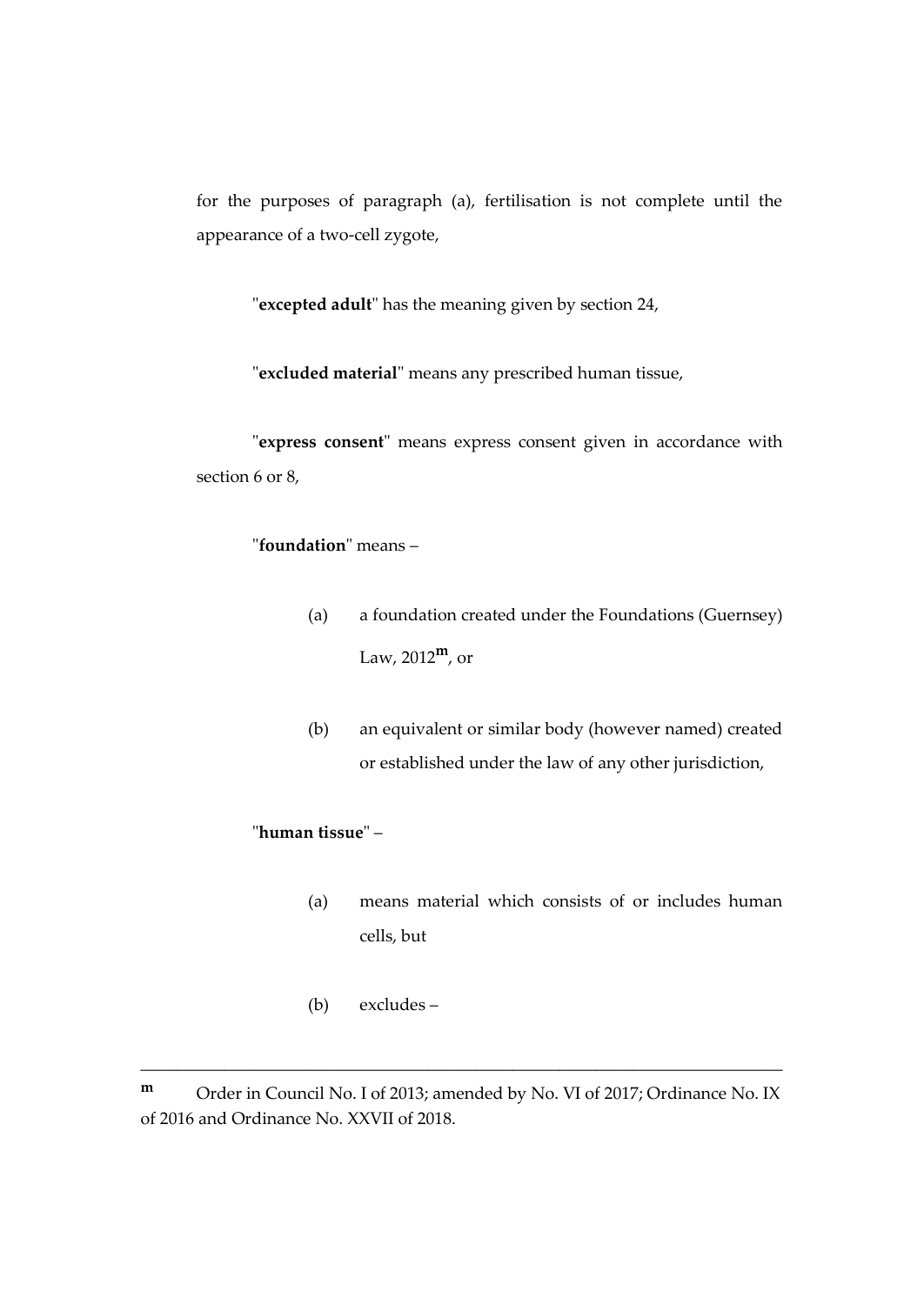for the purposes of paragraph (a), fertilisation is not complete until the appearance of a two-cell zygote,

"**excepted adult**" has the meaning given by section 24,

"**excluded material**" means any prescribed human tissue,

"**express consent**" means express consent given in accordance with section 6 or 8,

"**foundation**" means –

(a) a foundation created under the Foundations (Guernsey) Law, 2012[m], or

(b) an equivalent or similar body (however named) created or established under the law of any other jurisdiction,

"**human tissue**" –

(a) means material which consists of or includes human cells, but

(b) excludes –

---

[m] Order in Council No. I of 2013; amended by No. VI of 2017; Ordinance No. IX of 2016 and Ordinance No. XXVII of 2018.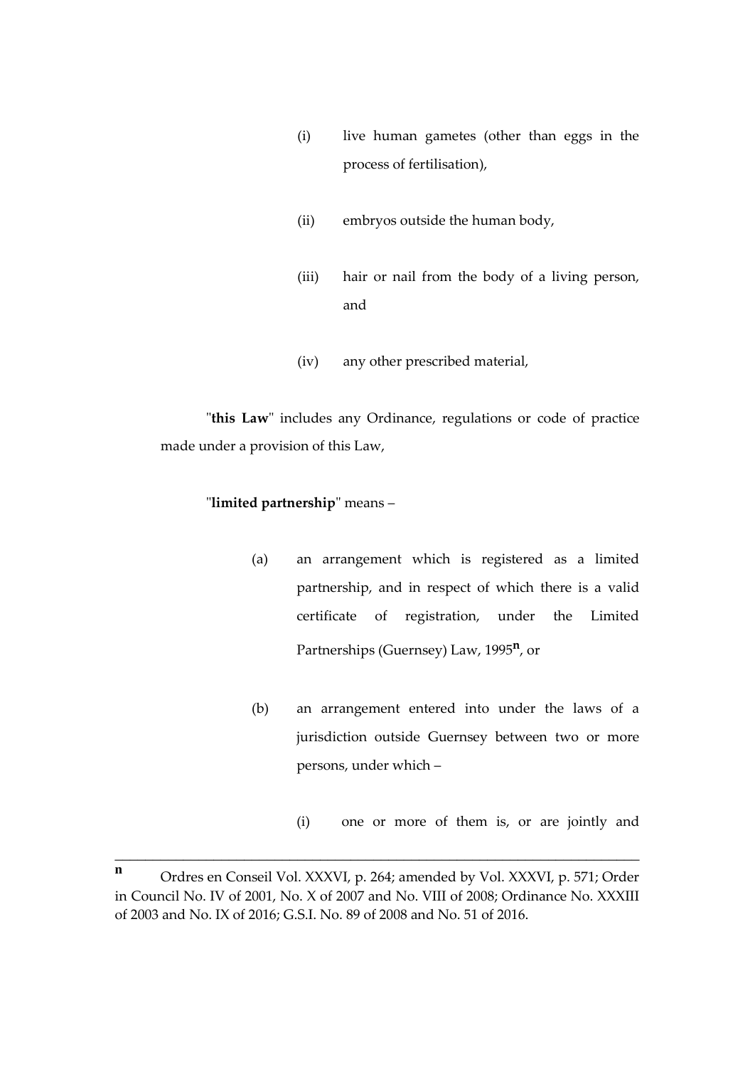(i) live human gametes (other than eggs in the process of fertilisation),

(ii) embryos outside the human body,

(iii) hair or nail from the body of a living person, and

(iv) any other prescribed material,

"**this Law**" includes any Ordinance, regulations or code of practice made under a provision of this Law,

"**limited partnership**" means –

(a) an arrangement which is registered as a limited partnership, and in respect of which there is a valid certificate of registration, under the Limited Partnerships (Guernsey) Law, 1995[n], or

(b) an arrangement entered into under the laws of a jurisdiction outside Guernsey between two or more persons, under which –

(i) one or more of them is, or are jointly and

---

[n] Ordres en Conseil Vol. XXXVI, p. 264; amended by Vol. XXXVI, p. 571; Order in Council No. IV of 2001, No. X of 2007 and No. VIII of 2008; Ordinance No. XXXIII of 2003 and No. IX of 2016; G.S.I. No. 89 of 2008 and No. 51 of 2016.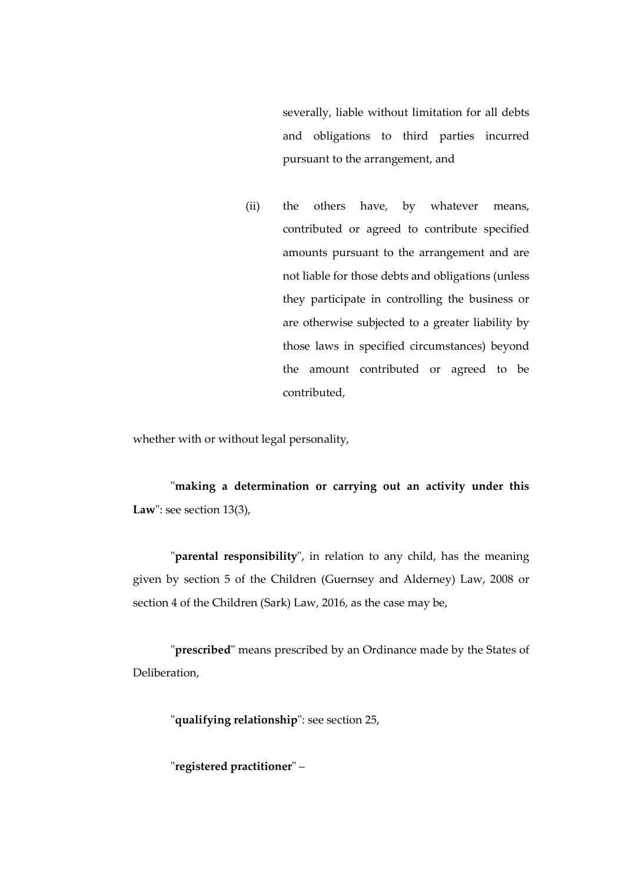severally, liable without limitation for all debts and obligations to third parties incurred pursuant to the arrangement, and

(ii) the others have, by whatever means, contributed or agreed to contribute specified amounts pursuant to the arrangement and are not liable for those debts and obligations (unless they participate in controlling the business or are otherwise subjected to a greater liability by those laws in specified circumstances) beyond the amount contributed or agreed to be contributed,

whether with or without legal personality,

"**making a determination or carrying out an activity under this Law**": see section 13(3),

"**parental responsibility**", in relation to any child, has the meaning given by section 5 of the Children (Guernsey and Alderney) Law, 2008 or section 4 of the Children (Sark) Law, 2016, as the case may be,

"**prescribed**" means prescribed by an Ordinance made by the States of Deliberation,

"**qualifying relationship**": see section 25,

"**registered practitioner**" –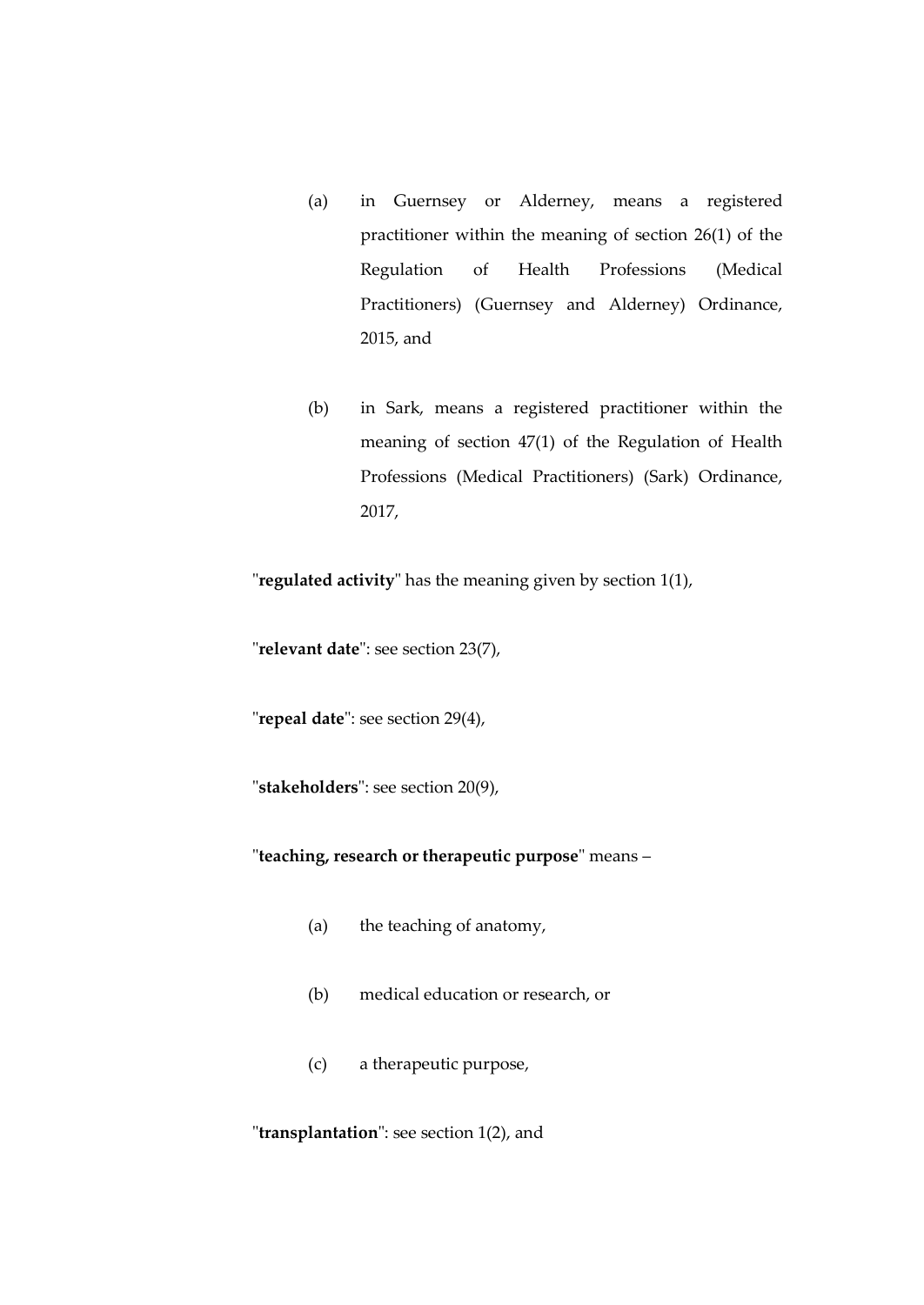(a) in Guernsey or Alderney, means a registered practitioner within the meaning of section 26(1) of the Regulation of Health Professions (Medical Practitioners) (Guernsey and Alderney) Ordinance, 2015, and

(b) in Sark, means a registered practitioner within the meaning of section 47(1) of the Regulation of Health Professions (Medical Practitioners) (Sark) Ordinance, 2017,

"**regulated activity**" has the meaning given by section 1(1),

"**relevant date**": see section 23(7),

"**repeal date**": see section 29(4),

"**stakeholders**": see section 20(9),

"**teaching, research or therapeutic purpose**" means –

(a) the teaching of anatomy,

(b) medical education or research, or

(c) a therapeutic purpose,

"**transplantation**": see section 1(2), and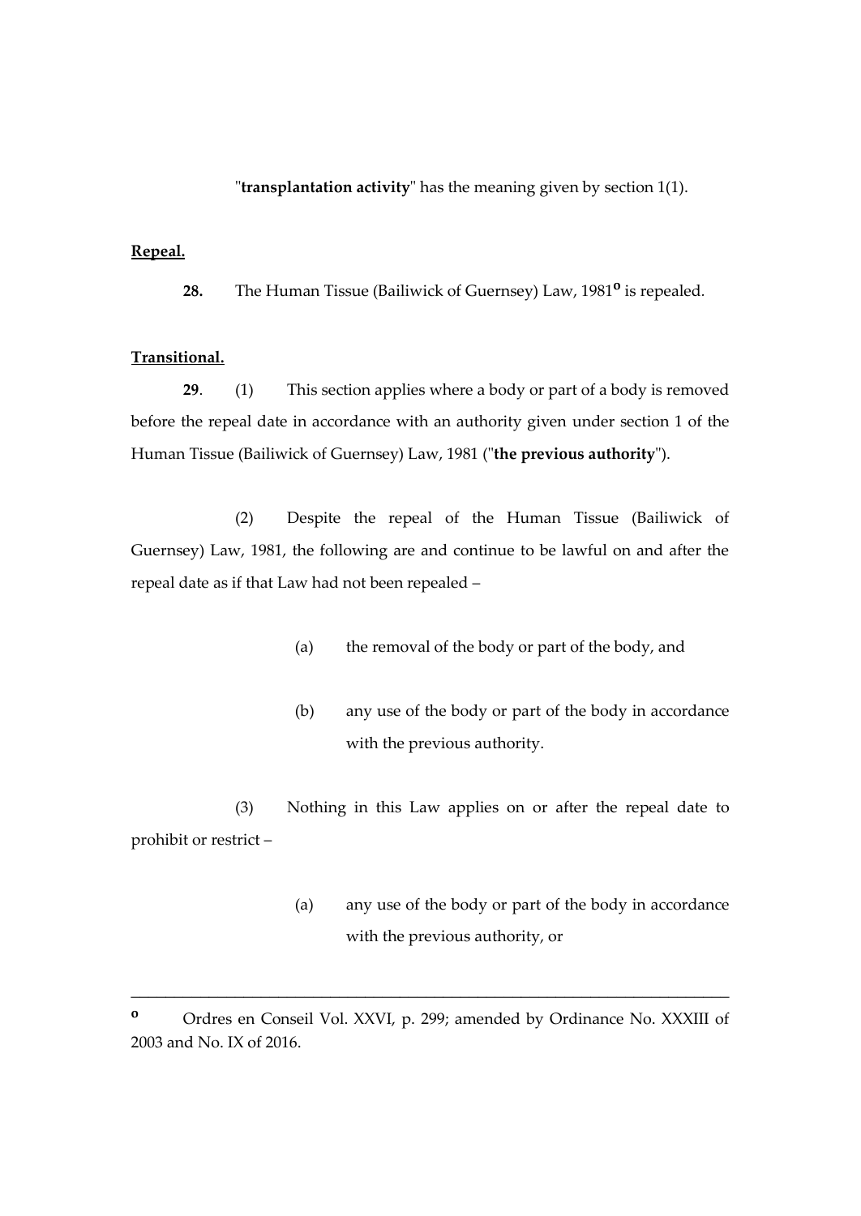"**transplantation activity**" has the meaning given by section 1(1).

**Repeal.**

**28.** The Human Tissue (Bailiwick of Guernsey) Law, 1981[o] is repealed.

**Transitional.**

**29**. (1) This section applies where a body or part of a body is removed before the repeal date in accordance with an authority given under section 1 of the Human Tissue (Bailiwick of Guernsey) Law, 1981 ("**the previous authority**").

(2) Despite the repeal of the Human Tissue (Bailiwick of Guernsey) Law, 1981, the following are and continue to be lawful on and after the repeal date as if that Law had not been repealed –

(a) the removal of the body or part of the body, and

(b) any use of the body or part of the body in accordance with the previous authority.

(3) Nothing in this Law applies on or after the repeal date to prohibit or restrict –

(a) any use of the body or part of the body in accordance with the previous authority, or

---

[o] Ordres en Conseil Vol. XXVI, p. 299; amended by Ordinance No. XXXIII of 2003 and No. IX of 2016.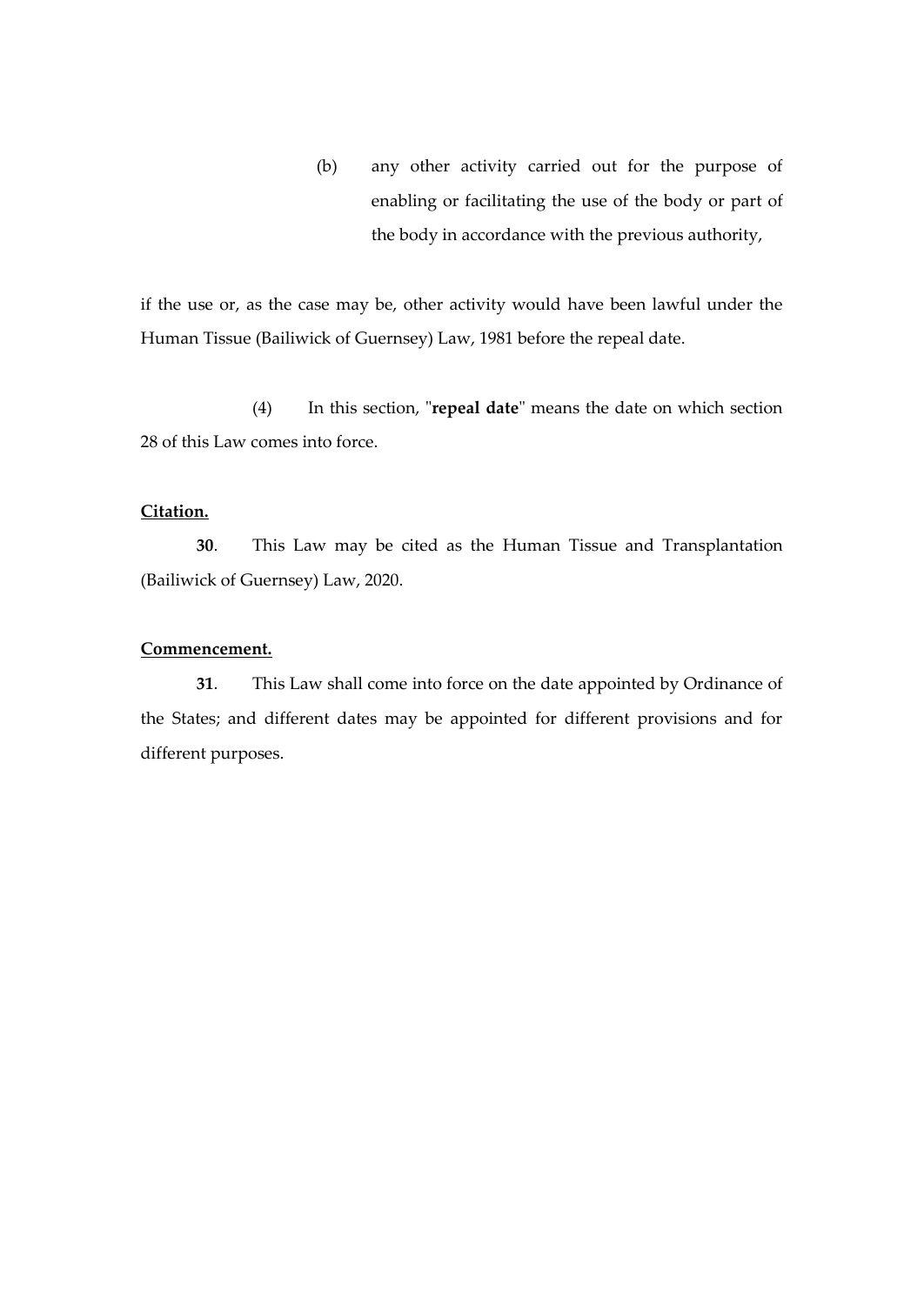(b) any other activity carried out for the purpose of enabling or facilitating the use of the body or part of the body in accordance with the previous authority,

if the use or, as the case may be, other activity would have been lawful under the Human Tissue (Bailiwick of Guernsey) Law, 1981 before the repeal date.

(4) In this section, "**repeal date**" means the date on which section 28 of this Law comes into force.

**Citation.**

**30**. This Law may be cited as the Human Tissue and Transplantation (Bailiwick of Guernsey) Law, 2020.

**Commencement.**

**31**. This Law shall come into force on the date appointed by Ordinance of the States; and different dates may be appointed for different provisions and for different purposes.